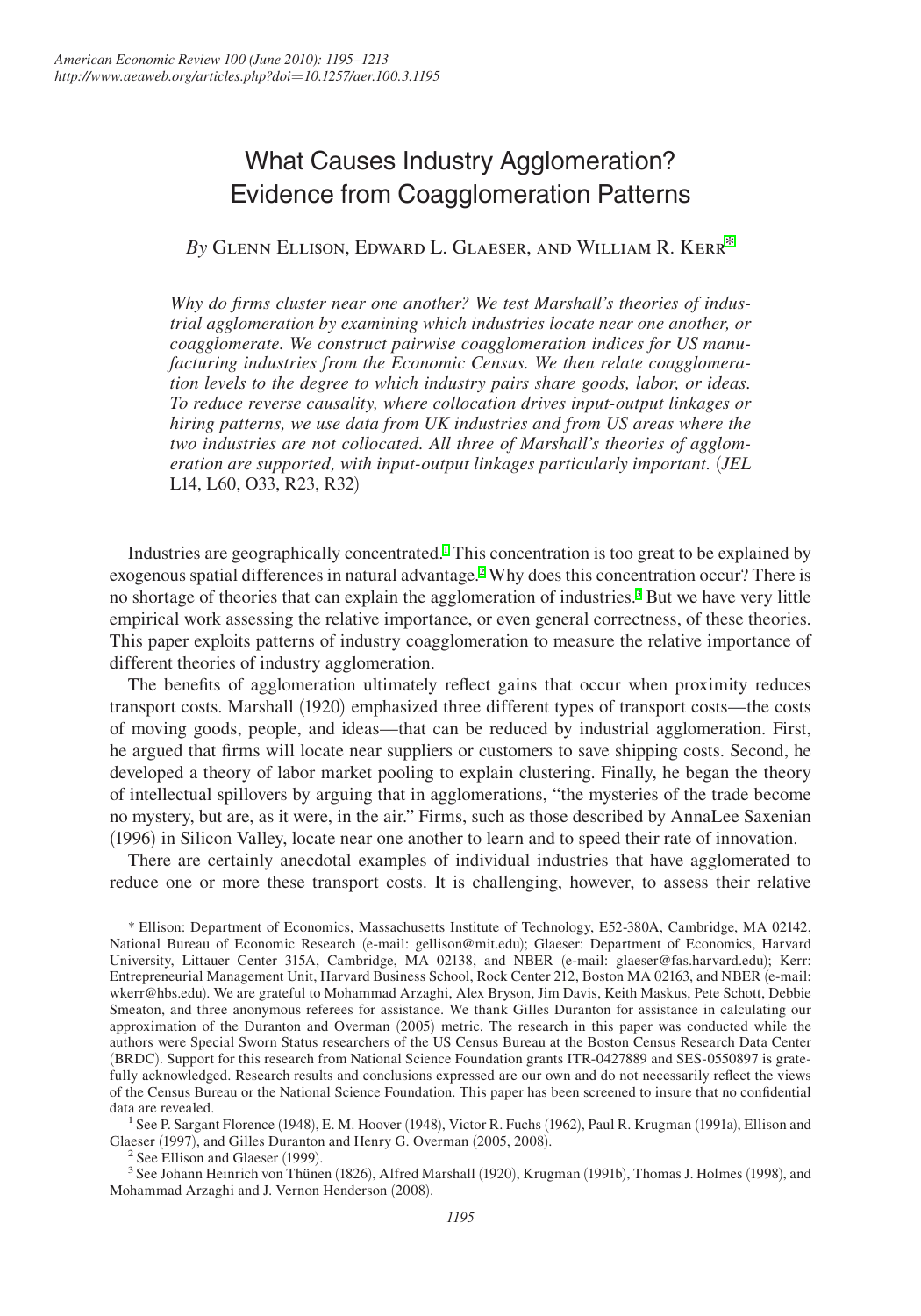# What Causes Industry Agglomeration? Evidence from Coagglomeration Patterns

*By* Glenn Ellison, Edward L. Glaeser, and William R. Kerr[*]

*Why do firms cluster near one another? We test Marshall's theories of industrial agglomeration by examining which industries locate near one another, or coagglomerate. We construct pairwise coagglomeration indices for US manufacturing industries from the Economic Census. We then relate coagglomeration levels to the degree to which industry pairs share goods, labor, or ideas. To reduce reverse causality, where collocation drives input-output linkages or hiring patterns, we use data from UK industries and from US areas where the two industries are not collocated. All three of Marshall's theories of agglomeration are supported, with input-output linkages particularly important.* (*JEL* L14, L60, O33, R23, R32)

Industries are geographically concentrated.[1] This concentration is too great to be explained by exogenous spatial differences in natural advantage.[2] Why does this concentration occur? There is no shortage of theories that can explain the agglomeration of industries.[3] But we have very little empirical work assessing the relative importance, or even general correctness, of these theories. This paper exploits patterns of industry coagglomeration to measure the relative importance of different theories of industry agglomeration.

The benefits of agglomeration ultimately reflect gains that occur when proximity reduces transport costs. Marshall (1920) emphasized three different types of transport costs—the costs of moving goods, people, and ideas—that can be reduced by industrial agglomeration. First, he argued that firms will locate near suppliers or customers to save shipping costs. Second, he developed a theory of labor market pooling to explain clustering. Finally, he began the theory of intellectual spillovers by arguing that in agglomerations, "the mysteries of the trade become no mystery, but are, as it were, in the air." Firms, such as those described by AnnaLee Saxenian (1996) in Silicon Valley, locate near one another to learn and to speed their rate of innovation.

There are certainly anecdotal examples of individual industries that have agglomerated to reduce one or more these transport costs. It is challenging, however, to assess their relative

[*] Ellison: Department of Economics, Massachusetts Institute of Technology, E52-380A, Cambridge, MA 02142, National Bureau of Economic Research (e-mail: gellison@mit.edu); Glaeser: Department of Economics, Harvard University, Littauer Center 315A, Cambridge, MA 02138, and NBER (e-mail: glaeser@fas.harvard.edu); Kerr: Entrepreneurial Management Unit, Harvard Business School, Rock Center 212, Boston MA 02163, and NBER (e-mail: wkerr@hbs.edu). We are grateful to Mohammad Arzaghi, Alex Bryson, Jim Davis, Keith Maskus, Pete Schott, Debbie Smeaton, and three anonymous referees for assistance. We thank Gilles Duranton for assistance in calculating our approximation of the Duranton and Overman (2005) metric. The research in this paper was conducted while the authors were Special Sworn Status researchers of the US Census Bureau at the Boston Census Research Data Center (BRDC). Support for this research from National Science Foundation grants ITR-0427889 and SES-0550897 is gratefully acknowledged. Research results and conclusions expressed are our own and do not necessarily reflect the views of the Census Bureau or the National Science Foundation. This paper has been screened to insure that no confidential data are revealed.

[1] See P. Sargant Florence (1948), E. M. Hoover (1948), Victor R. Fuchs (1962), Paul R. Krugman (1991a), Ellison and Glaeser (1997), and Gilles Duranton and Henry G. Overman (2005, 2008).

[2] See Ellison and Glaeser (1999).

[3] See Johann Heinrich von Thünen (1826), Alfred Marshall (1920), Krugman (1991b), Thomas J. Holmes (1998), and Mohammad Arzaghi and J. Vernon Henderson (2008).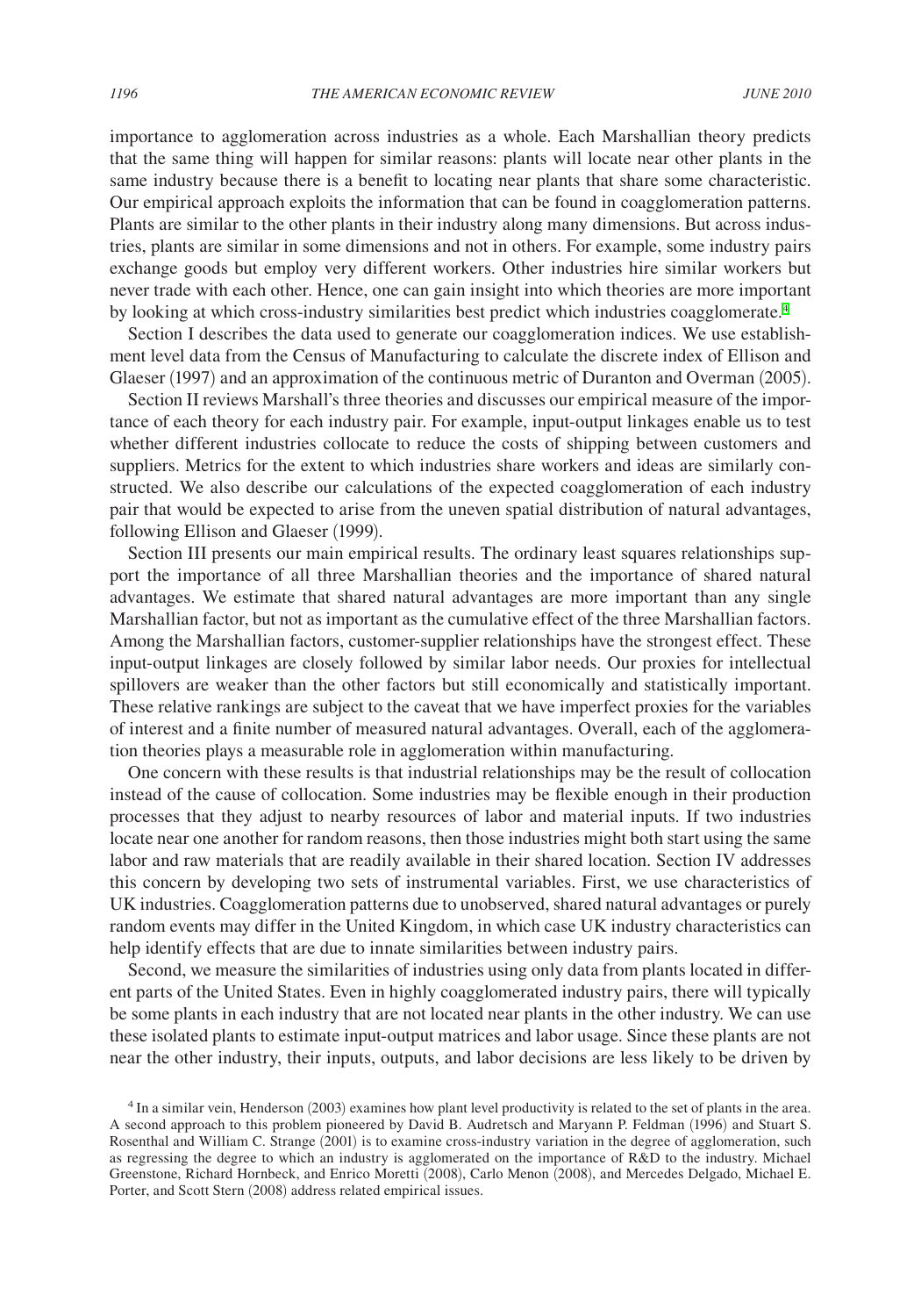importance to agglomeration across industries as a whole. Each Marshallian theory predicts that the same thing will happen for similar reasons: plants will locate near other plants in the same industry because there is a benefit to locating near plants that share some characteristic. Our empirical approach exploits the information that can be found in coagglomeration patterns. Plants are similar to the other plants in their industry along many dimensions. But across industries, plants are similar in some dimensions and not in others. For example, some industry pairs exchange goods but employ very different workers. Other industries hire similar workers but never trade with each other. Hence, one can gain insight into which theories are more important by looking at which cross-industry similarities best predict which industries coagglomerate.[4]

Section I describes the data used to generate our coagglomeration indices. We use establishment level data from the Census of Manufacturing to calculate the discrete index of Ellison and Glaeser (1997) and an approximation of the continuous metric of Duranton and Overman (2005).

Section II reviews Marshall's three theories and discusses our empirical measure of the importance of each theory for each industry pair. For example, input-output linkages enable us to test whether different industries collocate to reduce the costs of shipping between customers and suppliers. Metrics for the extent to which industries share workers and ideas are similarly constructed. We also describe our calculations of the expected coagglomeration of each industry pair that would be expected to arise from the uneven spatial distribution of natural advantages, following Ellison and Glaeser (1999).

Section III presents our main empirical results. The ordinary least squares relationships support the importance of all three Marshallian theories and the importance of shared natural advantages. We estimate that shared natural advantages are more important than any single Marshallian factor, but not as important as the cumulative effect of the three Marshallian factors. Among the Marshallian factors, customer-supplier relationships have the strongest effect. These input-output linkages are closely followed by similar labor needs. Our proxies for intellectual spillovers are weaker than the other factors but still economically and statistically important. These relative rankings are subject to the caveat that we have imperfect proxies for the variables of interest and a finite number of measured natural advantages. Overall, each of the agglomeration theories plays a measurable role in agglomeration within manufacturing.

One concern with these results is that industrial relationships may be the result of collocation instead of the cause of collocation. Some industries may be flexible enough in their production processes that they adjust to nearby resources of labor and material inputs. If two industries locate near one another for random reasons, then those industries might both start using the same labor and raw materials that are readily available in their shared location. Section IV addresses this concern by developing two sets of instrumental variables. First, we use characteristics of UK industries. Coagglomeration patterns due to unobserved, shared natural advantages or purely random events may differ in the United Kingdom, in which case UK industry characteristics can help identify effects that are due to innate similarities between industry pairs.

Second, we measure the similarities of industries using only data from plants located in different parts of the United States. Even in highly coagglomerated industry pairs, there will typically be some plants in each industry that are not located near plants in the other industry. We can use these isolated plants to estimate input-output matrices and labor usage. Since these plants are not near the other industry, their inputs, outputs, and labor decisions are less likely to be driven by

[4] In a similar vein, Henderson (2003) examines how plant level productivity is related to the set of plants in the area. A second approach to this problem pioneered by David B. Audretsch and Maryann P. Feldman (1996) and Stuart S. Rosenthal and William C. Strange (2001) is to examine cross-industry variation in the degree of agglomeration, such as regressing the degree to which an industry is agglomerated on the importance of R&D to the industry. Michael Greenstone, Richard Hornbeck, and Enrico Moretti (2008), Carlo Menon (2008), and Mercedes Delgado, Michael E. Porter, and Scott Stern (2008) address related empirical issues.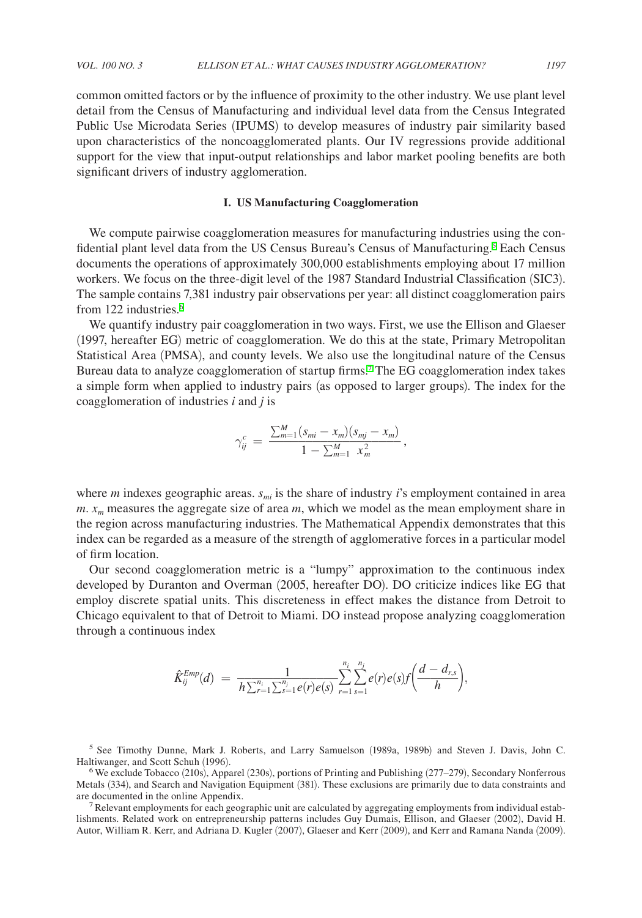common omitted factors or by the influence of proximity to the other industry. We use plant level detail from the Census of Manufacturing and individual level data from the Census Integrated Public Use Microdata Series (IPUMS) to develop measures of industry pair similarity based upon characteristics of the noncoagglomerated plants. Our IV regressions provide additional support for the view that input-output relationships and labor market pooling benefits are both significant drivers of industry agglomeration.

## I. US Manufacturing Coagglomeration

We compute pairwise coagglomeration measures for manufacturing industries using the confidential plant level data from the US Census Bureau's Census of Manufacturing.[5] Each Census documents the operations of approximately 300,000 establishments employing about 17 million workers. We focus on the three-digit level of the 1987 Standard Industrial Classification (SIC3). The sample contains 7,381 industry pair observations per year: all distinct coagglomeration pairs from 122 industries.[6]

We quantify industry pair coagglomeration in two ways. First, we use the Ellison and Glaeser (1997, hereafter EG) metric of coagglomeration. We do this at the state, Primary Metropolitan Statistical Area (PMSA), and county levels. We also use the longitudinal nature of the Census Bureau data to analyze coagglomeration of startup firms.[7] The EG coagglomeration index takes a simple form when applied to industry pairs (as opposed to larger groups). The index for the coagglomeration of industries *i* and *j* is

$$\gamma_{ij}^{c} = \frac{\sum_{m=1}^{M}(s_{mi} - x_m)(s_{mj} - x_m)}{1 - \sum_{m=1}^{M} x_m^2},$$

where *m* indexes geographic areas. $s_{mi}$ is the share of industry *i*'s employment contained in area *m*. $x_m$ measures the aggregate size of area *m*, which we model as the mean employment share in the region across manufacturing industries. The Mathematical Appendix demonstrates that this index can be regarded as a measure of the strength of agglomerative forces in a particular model of firm location.

Our second coagglomeration metric is a "lumpy" approximation to the continuous index developed by Duranton and Overman (2005, hereafter DO). DO criticize indices like EG that employ discrete spatial units. This discreteness in effect makes the distance from Detroit to Chicago equivalent to that of Detroit to Miami. DO instead propose analyzing coagglomeration through a continuous index

$$\hat{K}_{ij}^{Emp}(d) = \frac{1}{h\sum_{r=1}^{n_i}\sum_{s=1}^{n_j} e(r)e(s)} \sum_{r=1}^{n_i}\sum_{s=1}^{n_j} e(r)e(s) f\left(\frac{d - d_{r,s}}{h}\right),$$

[5] See Timothy Dunne, Mark J. Roberts, and Larry Samuelson (1989a, 1989b) and Steven J. Davis, John C. Haltiwanger, and Scott Schuh (1996).

[6] We exclude Tobacco (210s), Apparel (230s), portions of Printing and Publishing (277–279), Secondary Nonferrous Metals (334), and Search and Navigation Equipment (381). These exclusions are primarily due to data constraints and are documented in the online Appendix.

[7] Relevant employments for each geographic unit are calculated by aggregating employments from individual establishments. Related work on entrepreneurship patterns includes Guy Dumais, Ellison, and Glaeser (2002), David H. Autor, William R. Kerr, and Adriana D. Kugler (2007), Glaeser and Kerr (2009), and Kerr and Ramana Nanda (2009).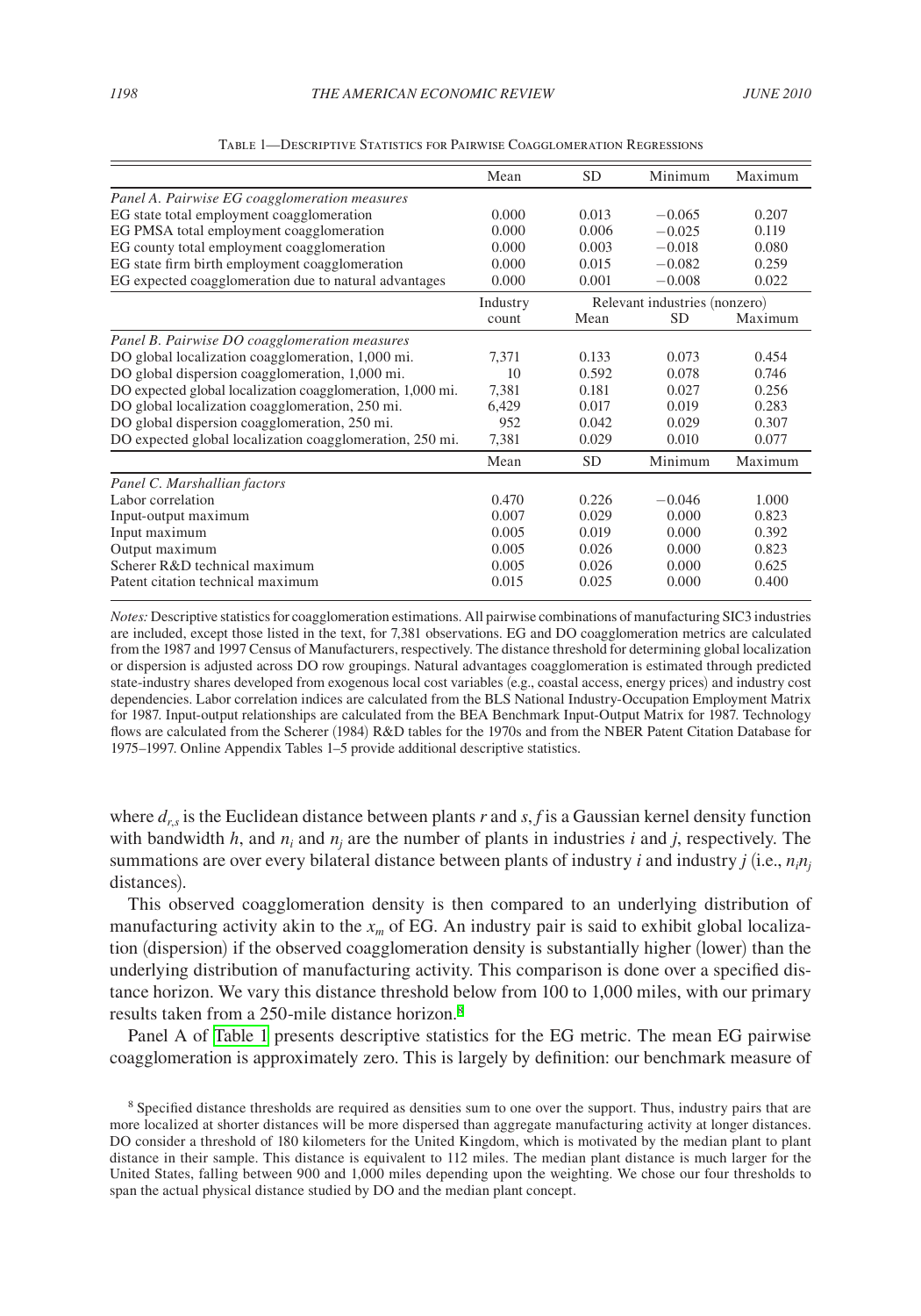Table 1—Descriptive Statistics for Pairwise Coagglomeration Regressions

| | Mean | SD | Minimum | Maximum |
|---|---|---|---|---|
| *Panel A. Pairwise EG coagglomeration measures* | | | | |
| EG state total employment coagglomeration | 0.000 | 0.013 | −0.065 | 0.207 |
| EG PMSA total employment coagglomeration | 0.000 | 0.006 | −0.025 | 0.119 |
| EG county total employment coagglomeration | 0.000 | 0.003 | −0.018 | 0.080 |
| EG state firm birth employment coagglomeration | 0.000 | 0.015 | −0.082 | 0.259 |
| EG expected coagglomeration due to natural advantages | 0.000 | 0.001 | −0.008 | 0.022 |
| | Industry | Relevant industries (nonzero) | | |
| | count | Mean | SD | Maximum |
| *Panel B. Pairwise DO coagglomeration measures* | | | | |
| DO global localization coagglomeration, 1,000 mi. | 7,371 | 0.133 | 0.073 | 0.454 |
| DO global dispersion coagglomeration, 1,000 mi. | 10 | 0.592 | 0.078 | 0.746 |
| DO expected global localization coagglomeration, 1,000 mi. | 7,381 | 0.181 | 0.027 | 0.256 |
| DO global localization coagglomeration, 250 mi. | 6,429 | 0.017 | 0.019 | 0.283 |
| DO global dispersion coagglomeration, 250 mi. | 952 | 0.042 | 0.029 | 0.307 |
| DO expected global localization coagglomeration, 250 mi. | 7,381 | 0.029 | 0.010 | 0.077 |
| | Mean | SD | Minimum | Maximum |
| *Panel C. Marshallian factors* | | | | |
| Labor correlation | 0.470 | 0.226 | −0.046 | 1.000 |
| Input-output maximum | 0.007 | 0.029 | 0.000 | 0.823 |
| Input maximum | 0.005 | 0.019 | 0.000 | 0.392 |
| Output maximum | 0.005 | 0.026 | 0.000 | 0.823 |
| Scherer R&D technical maximum | 0.005 | 0.026 | 0.000 | 0.625 |
| Patent citation technical maximum | 0.015 | 0.025 | 0.000 | 0.400 |

*Notes:* Descriptive statistics for coagglomeration estimations. All pairwise combinations of manufacturing SIC3 industries are included, except those listed in the text, for 7,381 observations. EG and DO coagglomeration metrics are calculated from the 1987 and 1997 Census of Manufacturers, respectively. The distance threshold for determining global localization or dispersion is adjusted across DO row groupings. Natural advantages coagglomeration is estimated through predicted state-industry shares developed from exogenous local cost variables (e.g., coastal access, energy prices) and industry cost dependencies. Labor correlation indices are calculated from the BLS National Industry-Occupation Employment Matrix for 1987. Input-output relationships are calculated from the BEA Benchmark Input-Output Matrix for 1987. Technology flows are calculated from the Scherer (1984) R&D tables for the 1970s and from the NBER Patent Citation Database for 1975–1997. Online Appendix Tables 1–5 provide additional descriptive statistics.

where $d_{r,s}$ is the Euclidean distance between plants $r$ and $s$, $f$ is a Gaussian kernel density function with bandwidth $h$, and $n_i$ and $n_j$ are the number of plants in industries $i$ and $j$, respectively. The summations are over every bilateral distance between plants of industry $i$ and industry $j$ (i.e., $n_i n_j$ distances).

This observed coagglomeration density is then compared to an underlying distribution of manufacturing activity akin to the $x_m$ of EG. An industry pair is said to exhibit global localization (dispersion) if the observed coagglomeration density is substantially higher (lower) than the underlying distribution of manufacturing activity. This comparison is done over a specified distance horizon. We vary this distance threshold below from 100 to 1,000 miles, with our primary results taken from a 250-mile distance horizon.[8]

Panel A of Table 1 presents descriptive statistics for the EG metric. The mean EG pairwise coagglomeration is approximately zero. This is largely by definition: our benchmark measure of

[8] Specified distance thresholds are required as densities sum to one over the support. Thus, industry pairs that are more localized at shorter distances will be more dispersed than aggregate manufacturing activity at longer distances. DO consider a threshold of 180 kilometers for the United Kingdom, which is motivated by the median plant to plant distance in their sample. This distance is equivalent to 112 miles. The median plant distance is much larger for the United States, falling between 900 and 1,000 miles depending upon the weighting. We chose our four thresholds to span the actual physical distance studied by DO and the median plant concept.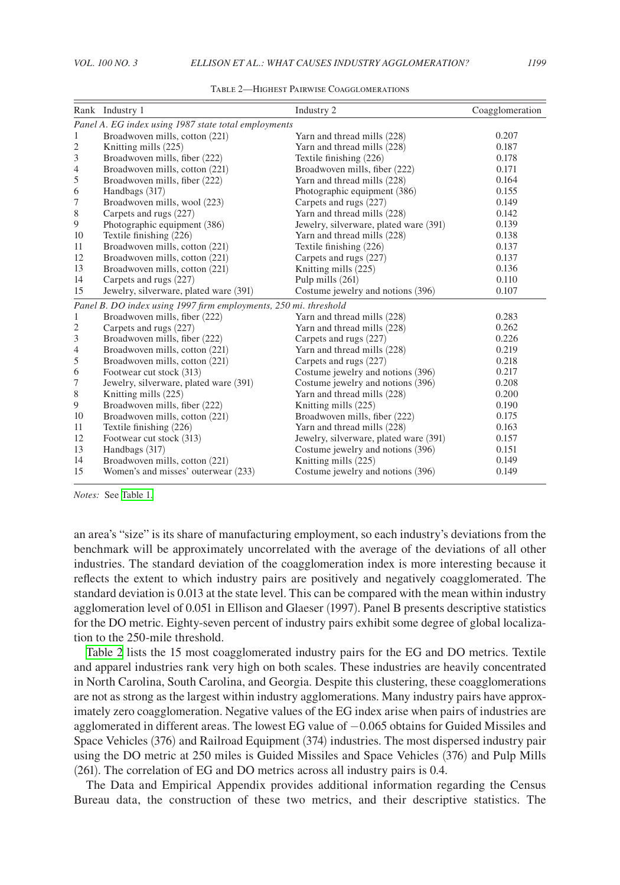Table 2—Highest Pairwise Coagglomerations

| Rank | Industry 1 | Industry 2 | Coagglomeration |
|---|---|---|---|
| *Panel A. EG index using 1987 state total employments* | | | |
| 1 | Broadwoven mills, cotton (221) | Yarn and thread mills (228) | 0.207 |
| 2 | Knitting mills (225) | Yarn and thread mills (228) | 0.187 |
| 3 | Broadwoven mills, fiber (222) | Textile finishing (226) | 0.178 |
| 4 | Broadwoven mills, cotton (221) | Broadwoven mills, fiber (222) | 0.171 |
| 5 | Broadwoven mills, fiber (222) | Yarn and thread mills (228) | 0.164 |
| 6 | Handbags (317) | Photographic equipment (386) | 0.155 |
| 7 | Broadwoven mills, wool (223) | Carpets and rugs (227) | 0.149 |
| 8 | Carpets and rugs (227) | Yarn and thread mills (228) | 0.142 |
| 9 | Photographic equipment (386) | Jewelry, silverware, plated ware (391) | 0.139 |
| 10 | Textile finishing (226) | Yarn and thread mills (228) | 0.138 |
| 11 | Broadwoven mills, cotton (221) | Textile finishing (226) | 0.137 |
| 12 | Broadwoven mills, cotton (221) | Carpets and rugs (227) | 0.137 |
| 13 | Broadwoven mills, cotton (221) | Knitting mills (225) | 0.136 |
| 14 | Carpets and rugs (227) | Pulp mills (261) | 0.110 |
| 15 | Jewelry, silverware, plated ware (391) | Costume jewelry and notions (396) | 0.107 |
| *Panel B. DO index using 1997 firm employments, 250 mi. threshold* | | | |
| 1 | Broadwoven mills, fiber (222) | Yarn and thread mills (228) | 0.283 |
| 2 | Carpets and rugs (227) | Yarn and thread mills (228) | 0.262 |
| 3 | Broadwoven mills, fiber (222) | Carpets and rugs (227) | 0.226 |
| 4 | Broadwoven mills, cotton (221) | Yarn and thread mills (228) | 0.219 |
| 5 | Broadwoven mills, cotton (221) | Carpets and rugs (227) | 0.218 |
| 6 | Footwear cut stock (313) | Costume jewelry and notions (396) | 0.217 |
| 7 | Jewelry, silverware, plated ware (391) | Costume jewelry and notions (396) | 0.208 |
| 8 | Knitting mills (225) | Yarn and thread mills (228) | 0.200 |
| 9 | Broadwoven mills, fiber (222) | Knitting mills (225) | 0.190 |
| 10 | Broadwoven mills, cotton (221) | Broadwoven mills, fiber (222) | 0.175 |
| 11 | Textile finishing (226) | Yarn and thread mills (228) | 0.163 |
| 12 | Footwear cut stock (313) | Jewelry, silverware, plated ware (391) | 0.157 |
| 13 | Handbags (317) | Costume jewelry and notions (396) | 0.151 |
| 14 | Broadwoven mills, cotton (221) | Knitting mills (225) | 0.149 |
| 15 | Women's and misses' outerwear (233) | Costume jewelry and notions (396) | 0.149 |

*Notes:* See Table 1.

an area's "size" is its share of manufacturing employment, so each industry's deviations from the benchmark will be approximately uncorrelated with the average of the deviations of all other industries. The standard deviation of the coagglomeration index is more interesting because it reflects the extent to which industry pairs are positively and negatively coagglomerated. The standard deviation is 0.013 at the state level. This can be compared with the mean within industry agglomeration level of 0.051 in Ellison and Glaeser (1997). Panel B presents descriptive statistics for the DO metric. Eighty-seven percent of industry pairs exhibit some degree of global localization to the 250-mile threshold.

Table 2 lists the 15 most coagglomerated industry pairs for the EG and DO metrics. Textile and apparel industries rank very high on both scales. These industries are heavily concentrated in North Carolina, South Carolina, and Georgia. Despite this clustering, these coagglomerations are not as strong as the largest within industry agglomerations. Many industry pairs have approximately zero coagglomeration. Negative values of the EG index arise when pairs of industries are agglomerated in different areas. The lowest EG value of −0.065 obtains for Guided Missiles and Space Vehicles (376) and Railroad Equipment (374) industries. The most dispersed industry pair using the DO metric at 250 miles is Guided Missiles and Space Vehicles (376) and Pulp Mills (261). The correlation of EG and DO metrics across all industry pairs is 0.4.

The Data and Empirical Appendix provides additional information regarding the Census Bureau data, the construction of these two metrics, and their descriptive statistics. The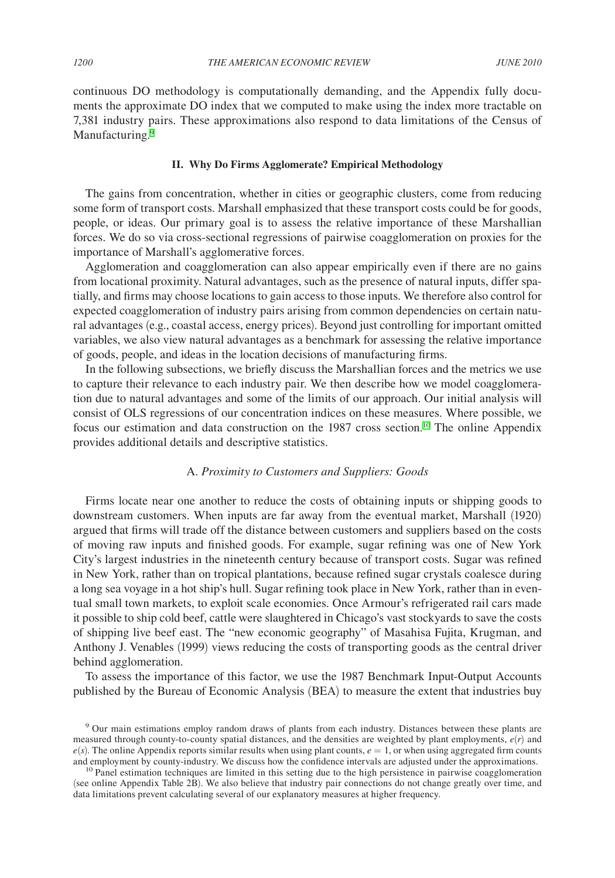continuous DO methodology is computationally demanding, and the Appendix fully documents the approximate DO index that we computed to make using the index more tractable on 7,381 industry pairs. These approximations also respond to data limitations of the Census of Manufacturing.[9]

## II. Why Do Firms Agglomerate? Empirical Methodology

The gains from concentration, whether in cities or geographic clusters, come from reducing some form of transport costs. Marshall emphasized that these transport costs could be for goods, people, or ideas. Our primary goal is to assess the relative importance of these Marshallian forces. We do so via cross-sectional regressions of pairwise coagglomeration on proxies for the importance of Marshall's agglomerative forces.

Agglomeration and coagglomeration can also appear empirically even if there are no gains from locational proximity. Natural advantages, such as the presence of natural inputs, differ spatially, and firms may choose locations to gain access to those inputs. We therefore also control for expected coagglomeration of industry pairs arising from common dependencies on certain natural advantages (e.g., coastal access, energy prices). Beyond just controlling for important omitted variables, we also view natural advantages as a benchmark for assessing the relative importance of goods, people, and ideas in the location decisions of manufacturing firms.

In the following subsections, we briefly discuss the Marshallian forces and the metrics we use to capture their relevance to each industry pair. We then describe how we model coagglomeration due to natural advantages and some of the limits of our approach. Our initial analysis will consist of OLS regressions of our concentration indices on these measures. Where possible, we focus our estimation and data construction on the 1987 cross section.[10] The online Appendix provides additional details and descriptive statistics.

### A. *Proximity to Customers and Suppliers: Goods*

Firms locate near one another to reduce the costs of obtaining inputs or shipping goods to downstream customers. When inputs are far away from the eventual market, Marshall (1920) argued that firms will trade off the distance between customers and suppliers based on the costs of moving raw inputs and finished goods. For example, sugar refining was one of New York City's largest industries in the nineteenth century because of transport costs. Sugar was refined in New York, rather than on tropical plantations, because refined sugar crystals coalesce during a long sea voyage in a hot ship's hull. Sugar refining took place in New York, rather than in eventual small town markets, to exploit scale economies. Once Armour's refrigerated rail cars made it possible to ship cold beef, cattle were slaughtered in Chicago's vast stockyards to save the costs of shipping live beef east. The "new economic geography" of Masahisa Fujita, Krugman, and Anthony J. Venables (1999) views reducing the costs of transporting goods as the central driver behind agglomeration.

To assess the importance of this factor, we use the 1987 Benchmark Input-Output Accounts published by the Bureau of Economic Analysis (BEA) to measure the extent that industries buy

[9] Our main estimations employ random draws of plants from each industry. Distances between these plants are measured through county-to-county spatial distances, and the densities are weighted by plant employments, $e(r)$ and $e(s)$. The online Appendix reports similar results when using plant counts, $e = 1$, or when using aggregated firm counts and employment by county-industry. We discuss how the confidence intervals are adjusted under the approximations.

[10] Panel estimation techniques are limited in this setting due to the high persistence in pairwise coagglomeration (see online Appendix Table 2B). We also believe that industry pair connections do not change greatly over time, and data limitations prevent calculating several of our explanatory measures at higher frequency.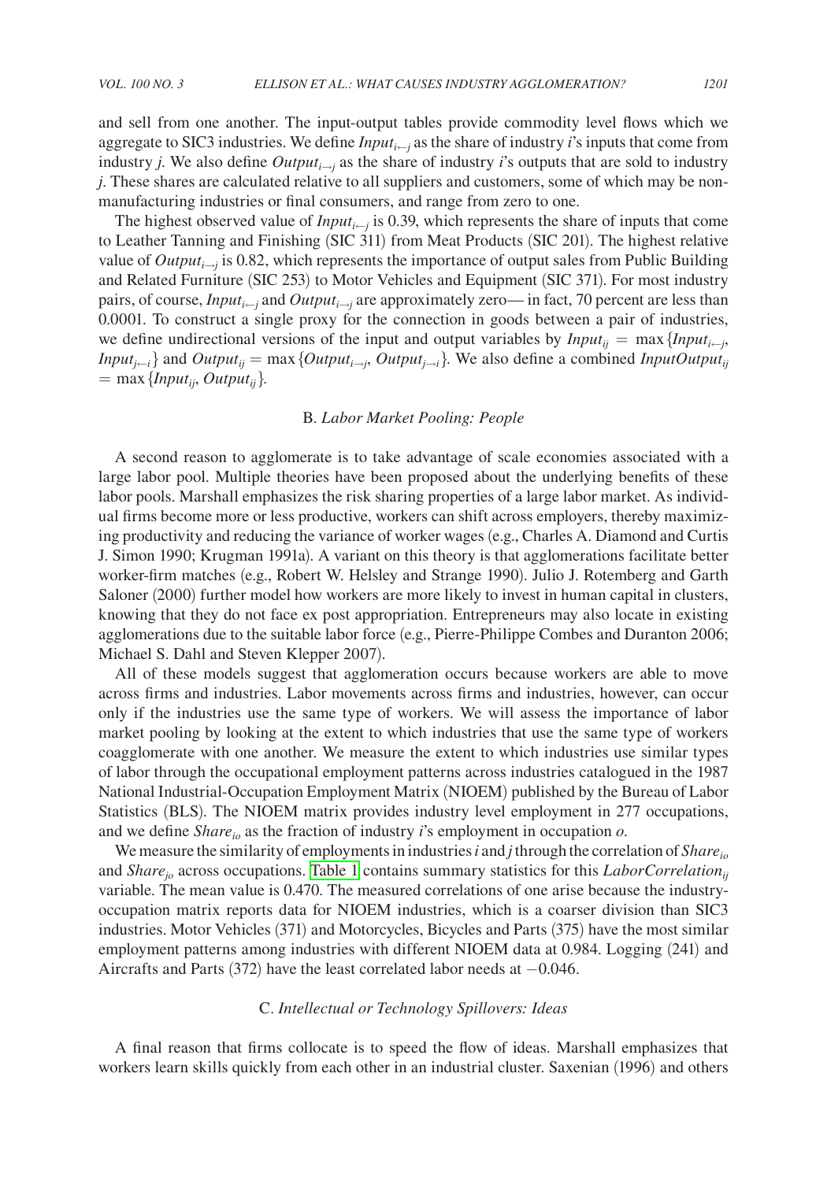and sell from one another. The input-output tables provide commodity level flows which we aggregate to SIC3 industries. We define $Input_{i \leftarrow j}$ as the share of industry $i$'s inputs that come from industry $j$. We also define $Output_{i \rightarrow j}$ as the share of industry $i$'s outputs that are sold to industry $j$. These shares are calculated relative to all suppliers and customers, some of which may be nonmanufacturing industries or final consumers, and range from zero to one.

The highest observed value of $Input_{i \leftarrow j}$ is 0.39, which represents the share of inputs that come to Leather Tanning and Finishing (SIC 311) from Meat Products (SIC 201). The highest relative value of $Output_{i \rightarrow j}$ is 0.82, which represents the importance of output sales from Public Building and Related Furniture (SIC 253) to Motor Vehicles and Equipment (SIC 371). For most industry pairs, of course, $Input_{i \leftarrow j}$ and $Output_{i \rightarrow j}$ are approximately zero— in fact, 70 percent are less than 0.0001. To construct a single proxy for the connection in goods between a pair of industries, we define undirectional versions of the input and output variables by $Input_{ij} = \max\{Input_{i \leftarrow j}, Input_{j \leftarrow i}\}$ and $Output_{ij} = \max\{Output_{i \rightarrow j}, Output_{j \rightarrow i}\}$. We also define a combined $InputOutput_{ij} = \max\{Input_{ij}, Output_{ij}\}$.

### B. *Labor Market Pooling: People*

A second reason to agglomerate is to take advantage of scale economies associated with a large labor pool. Multiple theories have been proposed about the underlying benefits of these labor pools. Marshall emphasizes the risk sharing properties of a large labor market. As individual firms become more or less productive, workers can shift across employers, thereby maximizing productivity and reducing the variance of worker wages (e.g., Charles A. Diamond and Curtis J. Simon 1990; Krugman 1991a). A variant on this theory is that agglomerations facilitate better worker-firm matches (e.g., Robert W. Helsley and Strange 1990). Julio J. Rotemberg and Garth Saloner (2000) further model how workers are more likely to invest in human capital in clusters, knowing that they do not face ex post appropriation. Entrepreneurs may also locate in existing agglomerations due to the suitable labor force (e.g., Pierre-Philippe Combes and Duranton 2006; Michael S. Dahl and Steven Klepper 2007).

All of these models suggest that agglomeration occurs because workers are able to move across firms and industries. Labor movements across firms and industries, however, can occur only if the industries use the same type of workers. We will assess the importance of labor market pooling by looking at the extent to which industries that use the same type of workers coagglomerate with one another. We measure the extent to which industries use similar types of labor through the occupational employment patterns across industries catalogued in the 1987 National Industrial-Occupation Employment Matrix (NIOEM) published by the Bureau of Labor Statistics (BLS). The NIOEM matrix provides industry level employment in 277 occupations, and we define $Share_{io}$ as the fraction of industry $i$'s employment in occupation $o$.

We measure the similarity of employments in industries $i$ and $j$ through the correlation of $Share_{io}$ and $Share_{jo}$ across occupations. Table 1 contains summary statistics for this $LaborCorrelation_{ij}$ variable. The mean value is 0.470. The measured correlations of one arise because the industry-occupation matrix reports data for NIOEM industries, which is a coarser division than SIC3 industries. Motor Vehicles (371) and Motorcycles, Bicycles and Parts (375) have the most similar employment patterns among industries with different NIOEM data at 0.984. Logging (241) and Aircrafts and Parts (372) have the least correlated labor needs at −0.046.

### C. *Intellectual or Technology Spillovers: Ideas*

A final reason that firms collocate is to speed the flow of ideas. Marshall emphasizes that workers learn skills quickly from each other in an industrial cluster. Saxenian (1996) and others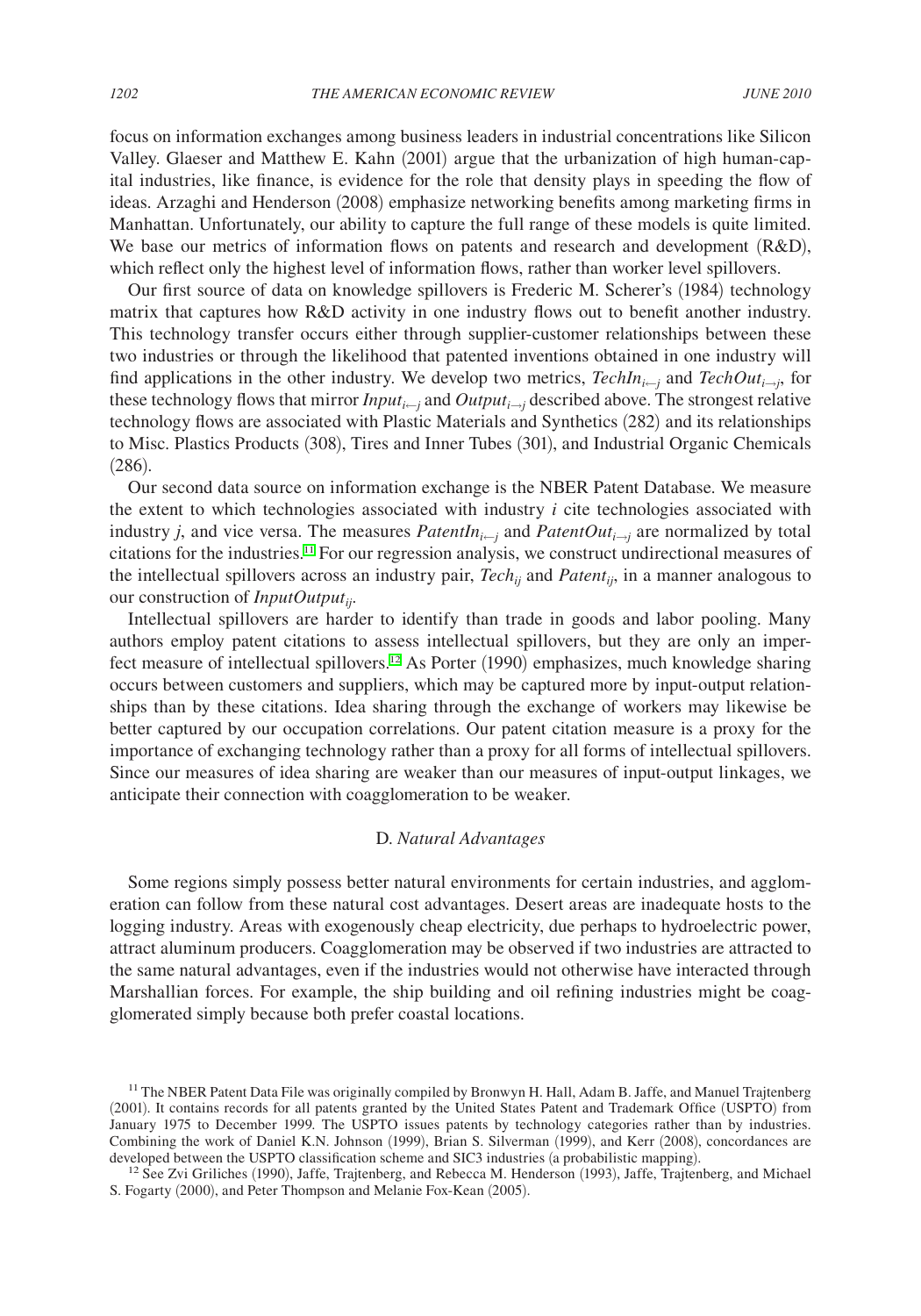focus on information exchanges among business leaders in industrial concentrations like Silicon Valley. Glaeser and Matthew E. Kahn (2001) argue that the urbanization of high human-capital industries, like finance, is evidence for the role that density plays in speeding the flow of ideas. Arzaghi and Henderson (2008) emphasize networking benefits among marketing firms in Manhattan. Unfortunately, our ability to capture the full range of these models is quite limited. We base our metrics of information flows on patents and research and development (R&D), which reflect only the highest level of information flows, rather than worker level spillovers.

Our first source of data on knowledge spillovers is Frederic M. Scherer's (1984) technology matrix that captures how R&D activity in one industry flows out to benefit another industry. This technology transfer occurs either through supplier-customer relationships between these two industries or through the likelihood that patented inventions obtained in one industry will find applications in the other industry. We develop two metrics, $TechIn_{i \leftarrow j}$ and $TechOut_{i \rightarrow j}$, for these technology flows that mirror $Input_{i \leftarrow j}$ and $Output_{i \rightarrow j}$ described above. The strongest relative technology flows are associated with Plastic Materials and Synthetics (282) and its relationships to Misc. Plastics Products (308), Tires and Inner Tubes (301), and Industrial Organic Chemicals (286).

Our second data source on information exchange is the NBER Patent Database. We measure the extent to which technologies associated with industry $i$ cite technologies associated with industry $j$, and vice versa. The measures $PatentIn_{i \leftarrow j}$ and $PatentOut_{i \rightarrow j}$ are normalized by total citations for the industries.[11] For our regression analysis, we construct undirectional measures of the intellectual spillovers across an industry pair, $Tech_{ij}$ and $Patent_{ij}$, in a manner analogous to our construction of $InputOutput_{ij}$.

Intellectual spillovers are harder to identify than trade in goods and labor pooling. Many authors employ patent citations to assess intellectual spillovers, but they are only an imperfect measure of intellectual spillovers.[12] As Porter (1990) emphasizes, much knowledge sharing occurs between customers and suppliers, which may be captured more by input-output relationships than by these citations. Idea sharing through the exchange of workers may likewise be better captured by our occupation correlations. Our patent citation measure is a proxy for the importance of exchanging technology rather than a proxy for all forms of intellectual spillovers. Since our measures of idea sharing are weaker than our measures of input-output linkages, we anticipate their connection with coagglomeration to be weaker.

### D. *Natural Advantages*

Some regions simply possess better natural environments for certain industries, and agglomeration can follow from these natural cost advantages. Desert areas are inadequate hosts to the logging industry. Areas with exogenously cheap electricity, due perhaps to hydroelectric power, attract aluminum producers. Coagglomeration may be observed if two industries are attracted to the same natural advantages, even if the industries would not otherwise have interacted through Marshallian forces. For example, the ship building and oil refining industries might be coagglomerated simply because both prefer coastal locations.

[11] The NBER Patent Data File was originally compiled by Bronwyn H. Hall, Adam B. Jaffe, and Manuel Trajtenberg (2001). It contains records for all patents granted by the United States Patent and Trademark Office (USPTO) from January 1975 to December 1999. The USPTO issues patents by technology categories rather than by industries. Combining the work of Daniel K.N. Johnson (1999), Brian S. Silverman (1999), and Kerr (2008), concordances are developed between the USPTO classification scheme and SIC3 industries (a probabilistic mapping).

[12] See Zvi Griliches (1990), Jaffe, Trajtenberg, and Rebecca M. Henderson (1993), Jaffe, Trajtenberg, and Michael S. Fogarty (2000), and Peter Thompson and Melanie Fox-Kean (2005).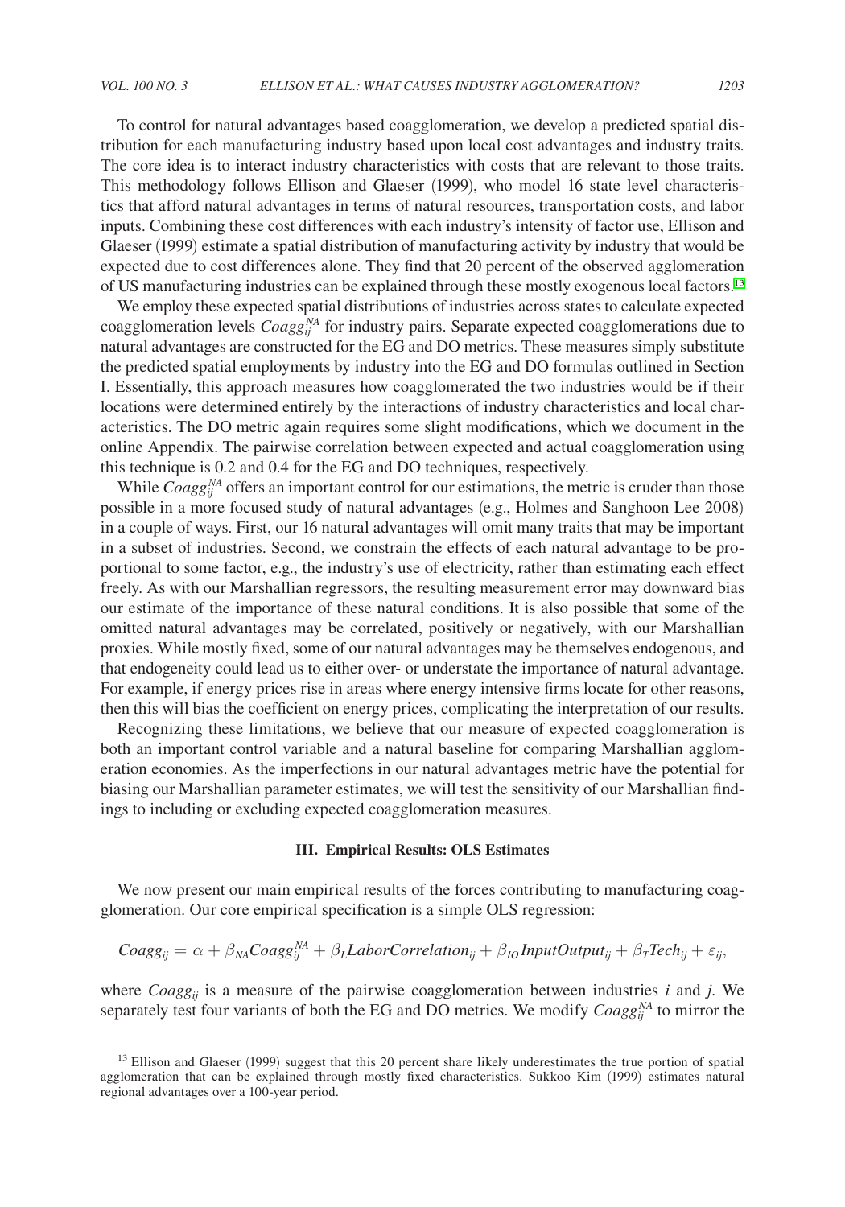To control for natural advantages based coagglomeration, we develop a predicted spatial distribution for each manufacturing industry based upon local cost advantages and industry traits. The core idea is to interact industry characteristics with costs that are relevant to those traits. This methodology follows Ellison and Glaeser (1999), who model 16 state level characteristics that afford natural advantages in terms of natural resources, transportation costs, and labor inputs. Combining these cost differences with each industry's intensity of factor use, Ellison and Glaeser (1999) estimate a spatial distribution of manufacturing activity by industry that would be expected due to cost differences alone. They find that 20 percent of the observed agglomeration of US manufacturing industries can be explained through these mostly exogenous local factors.[13]

We employ these expected spatial distributions of industries across states to calculate expected coagglomeration levels $Coagg_{ij}^{NA}$ for industry pairs. Separate expected coagglomerations due to natural advantages are constructed for the EG and DO metrics. These measures simply substitute the predicted spatial employments by industry into the EG and DO formulas outlined in Section I. Essentially, this approach measures how coagglomerated the two industries would be if their locations were determined entirely by the interactions of industry characteristics and local characteristics. The DO metric again requires some slight modifications, which we document in the online Appendix. The pairwise correlation between expected and actual coagglomeration using this technique is 0.2 and 0.4 for the EG and DO techniques, respectively.

While $Coagg_{ij}^{NA}$ offers an important control for our estimations, the metric is cruder than those possible in a more focused study of natural advantages (e.g., Holmes and Sanghoon Lee 2008) in a couple of ways. First, our 16 natural advantages will omit many traits that may be important in a subset of industries. Second, we constrain the effects of each natural advantage to be proportional to some factor, e.g., the industry's use of electricity, rather than estimating each effect freely. As with our Marshallian regressors, the resulting measurement error may downward bias our estimate of the importance of these natural conditions. It is also possible that some of the omitted natural advantages may be correlated, positively or negatively, with our Marshallian proxies. While mostly fixed, some of our natural advantages may be themselves endogenous, and that endogeneity could lead us to either over- or understate the importance of natural advantage. For example, if energy prices rise in areas where energy intensive firms locate for other reasons, then this will bias the coefficient on energy prices, complicating the interpretation of our results.

Recognizing these limitations, we believe that our measure of expected coagglomeration is both an important control variable and a natural baseline for comparing Marshallian agglomeration economies. As the imperfections in our natural advantages metric have the potential for biasing our Marshallian parameter estimates, we will test the sensitivity of our Marshallian findings to including or excluding expected coagglomeration measures.

## III. Empirical Results: OLS Estimates

We now present our main empirical results of the forces contributing to manufacturing coagglomeration. Our core empirical specification is a simple OLS regression:

$$Coagg_{ij} = \alpha + \beta_{NA} Coagg_{ij}^{NA} + \beta_L LaborCorrelation_{ij} + \beta_{IO} InputOutput_{ij} + \beta_T Tech_{ij} + \varepsilon_{ij},$$

where $Coagg_{ij}$ is a measure of the pairwise coagglomeration between industries $i$ and $j$. We separately test four variants of both the EG and DO metrics. We modify $Coagg_{ij}^{NA}$ to mirror the

[13] Ellison and Glaeser (1999) suggest that this 20 percent share likely underestimates the true portion of spatial agglomeration that can be explained through mostly fixed characteristics. Sukkoo Kim (1999) estimates natural regional advantages over a 100-year period.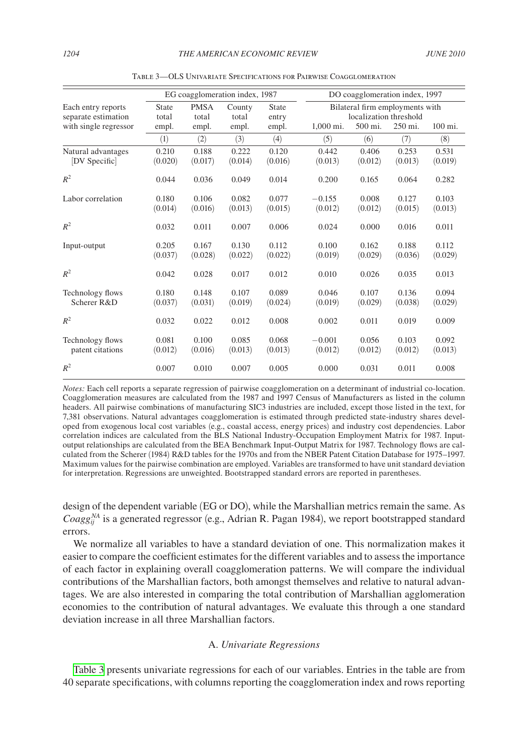Table 3—OLS Univariate Specifications for Pairwise Coagglomeration

| Each entry reports separate estimation with single regressor | EG coagglomeration index, 1987 | | | | DO coagglomeration index, 1997 | | | |
|---|---|---|---|---|---|---|---|---|
| | State total empl. | PMSA total empl. | County total empl. | State entry empl. | Bilateral firm employments with localization threshold 1,000 mi. | 500 mi. | 250 mi. | 100 mi. |
| | (1) | (2) | (3) | (4) | (5) | (6) | (7) | (8) |
| Natural advantages [DV Specific] | 0.210 (0.020) | 0.188 (0.017) | 0.222 (0.014) | 0.120 (0.016) | 0.442 (0.013) | 0.406 (0.012) | 0.253 (0.013) | 0.531 (0.019) |
| $R^2$ | 0.044 | 0.036 | 0.049 | 0.014 | 0.200 | 0.165 | 0.064 | 0.282 |
| Labor correlation | 0.180 (0.014) | 0.106 (0.016) | 0.082 (0.013) | 0.077 (0.015) | −0.155 (0.012) | 0.008 (0.012) | 0.127 (0.015) | 0.103 (0.013) |
| $R^2$ | 0.032 | 0.011 | 0.007 | 0.006 | 0.024 | 0.000 | 0.016 | 0.011 |
| Input-output | 0.205 (0.037) | 0.167 (0.028) | 0.130 (0.022) | 0.112 (0.022) | 0.100 (0.019) | 0.162 (0.029) | 0.188 (0.036) | 0.112 (0.029) |
| $R^2$ | 0.042 | 0.028 | 0.017 | 0.012 | 0.010 | 0.026 | 0.035 | 0.013 |
| Technology flows Scherer R&D | 0.180 (0.037) | 0.148 (0.031) | 0.107 (0.019) | 0.089 (0.024) | 0.046 (0.019) | 0.107 (0.029) | 0.136 (0.038) | 0.094 (0.029) |
| $R^2$ | 0.032 | 0.022 | 0.012 | 0.008 | 0.002 | 0.011 | 0.019 | 0.009 |
| Technology flows patent citations | 0.081 (0.012) | 0.100 (0.016) | 0.085 (0.013) | 0.068 (0.013) | −0.001 (0.012) | 0.056 (0.012) | 0.103 (0.012) | 0.092 (0.013) |
| $R^2$ | 0.007 | 0.010 | 0.007 | 0.005 | 0.000 | 0.031 | 0.011 | 0.008 |

*Notes:* Each cell reports a separate regression of pairwise coagglomeration on a determinant of industrial co-location. Coagglomeration measures are calculated from the 1987 and 1997 Census of Manufacturers as listed in the column headers. All pairwise combinations of manufacturing SIC3 industries are included, except those listed in the text, for 7,381 observations. Natural advantages coagglomeration is estimated through predicted state-industry shares developed from exogenous local cost variables (e.g., coastal access, energy prices) and industry cost dependencies. Labor correlation indices are calculated from the BLS National Industry-Occupation Employment Matrix for 1987. Input-output relationships are calculated from the BEA Benchmark Input-Output Matrix for 1987. Technology flows are calculated from the Scherer (1984) R&D tables for the 1970s and from the NBER Patent Citation Database for 1975–1997. Maximum values for the pairwise combination are employed. Variables are transformed to have unit standard deviation for interpretation. Regressions are unweighted. Bootstrapped standard errors are reported in parentheses.

design of the dependent variable (EG or DO), while the Marshallian metrics remain the same. As $Coagg_{ij}^{NA}$ is a generated regressor (e.g., Adrian R. Pagan 1984), we report bootstrapped standard errors.

We normalize all variables to have a standard deviation of one. This normalization makes it easier to compare the coefficient estimates for the different variables and to assess the importance of each factor in explaining overall coagglomeration patterns. We will compare the individual contributions of the Marshallian factors, both amongst themselves and relative to natural advantages. We are also interested in comparing the total contribution of Marshallian agglomeration economies to the contribution of natural advantages. We evaluate this through a one standard deviation increase in all three Marshallian factors.

### A. *Univariate Regressions*

Table 3 presents univariate regressions for each of our variables. Entries in the table are from 40 separate specifications, with columns reporting the coagglomeration index and rows reporting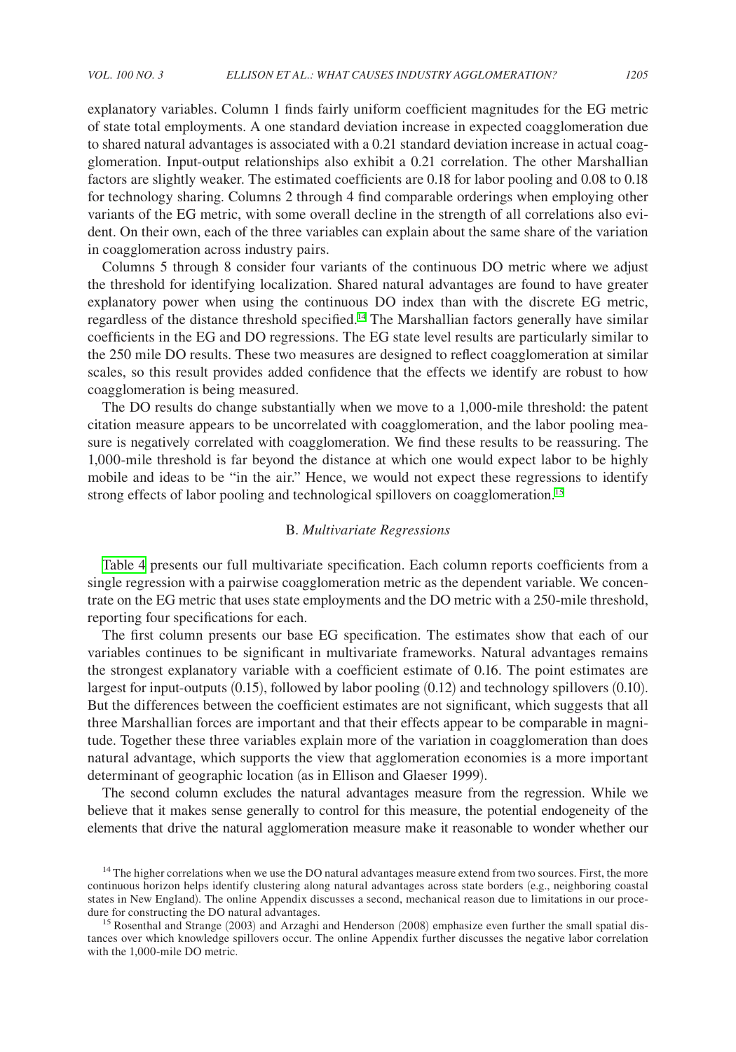explanatory variables. Column 1 finds fairly uniform coefficient magnitudes for the EG metric of state total employments. A one standard deviation increase in expected coagglomeration due to shared natural advantages is associated with a 0.21 standard deviation increase in actual coagglomeration. Input-output relationships also exhibit a 0.21 correlation. The other Marshallian factors are slightly weaker. The estimated coefficients are 0.18 for labor pooling and 0.08 to 0.18 for technology sharing. Columns 2 through 4 find comparable orderings when employing other variants of the EG metric, with some overall decline in the strength of all correlations also evident. On their own, each of the three variables can explain about the same share of the variation in coagglomeration across industry pairs.

Columns 5 through 8 consider four variants of the continuous DO metric where we adjust the threshold for identifying localization. Shared natural advantages are found to have greater explanatory power when using the continuous DO index than with the discrete EG metric, regardless of the distance threshold specified.[14] The Marshallian factors generally have similar coefficients in the EG and DO regressions. The EG state level results are particularly similar to the 250 mile DO results. These two measures are designed to reflect coagglomeration at similar scales, so this result provides added confidence that the effects we identify are robust to how coagglomeration is being measured.

The DO results do change substantially when we move to a 1,000-mile threshold: the patent citation measure appears to be uncorrelated with coagglomeration, and the labor pooling measure is negatively correlated with coagglomeration. We find these results to be reassuring. The 1,000-mile threshold is far beyond the distance at which one would expect labor to be highly mobile and ideas to be "in the air." Hence, we would not expect these regressions to identify strong effects of labor pooling and technological spillovers on coagglomeration.[15]

### B. *Multivariate Regressions*

Table 4 presents our full multivariate specification. Each column reports coefficients from a single regression with a pairwise coagglomeration metric as the dependent variable. We concentrate on the EG metric that uses state employments and the DO metric with a 250-mile threshold, reporting four specifications for each.

The first column presents our base EG specification. The estimates show that each of our variables continues to be significant in multivariate frameworks. Natural advantages remains the strongest explanatory variable with a coefficient estimate of 0.16. The point estimates are largest for input-outputs (0.15), followed by labor pooling (0.12) and technology spillovers (0.10). But the differences between the coefficient estimates are not significant, which suggests that all three Marshallian forces are important and that their effects appear to be comparable in magnitude. Together these three variables explain more of the variation in coagglomeration than does natural advantage, which supports the view that agglomeration economies is a more important determinant of geographic location (as in Ellison and Glaeser 1999).

The second column excludes the natural advantages measure from the regression. While we believe that it makes sense generally to control for this measure, the potential endogeneity of the elements that drive the natural agglomeration measure make it reasonable to wonder whether our

[14] The higher correlations when we use the DO natural advantages measure extend from two sources. First, the more continuous horizon helps identify clustering along natural advantages across state borders (e.g., neighboring coastal states in New England). The online Appendix discusses a second, mechanical reason due to limitations in our procedure for constructing the DO natural advantages.

[15] Rosenthal and Strange (2003) and Arzaghi and Henderson (2008) emphasize even further the small spatial distances over which knowledge spillovers occur. The online Appendix further discusses the negative labor correlation with the 1,000-mile DO metric.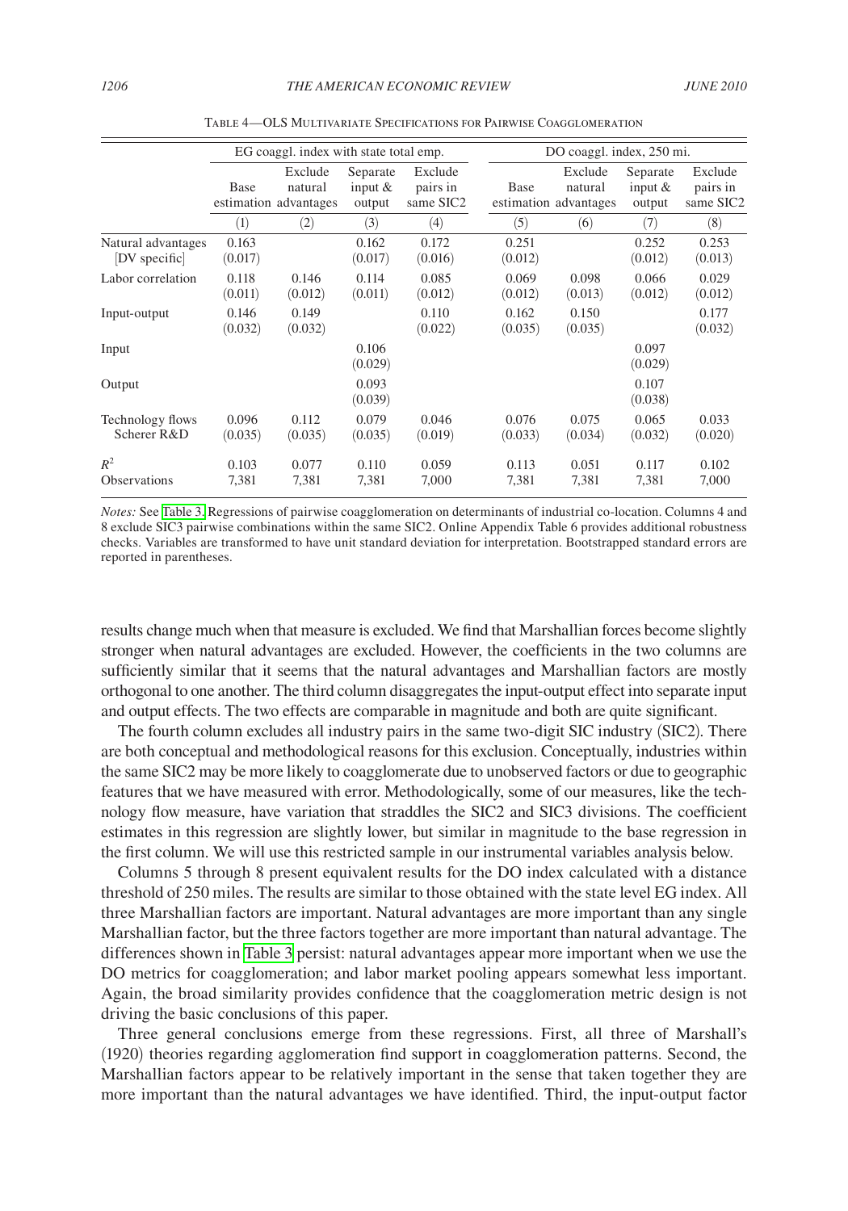Table 4—OLS Multivariate Specifications for Pairwise Coagglomeration

| | EG coaggl. index with state total emp. | | | | DO coaggl. index, 250 mi. | | | |
|---|---|---|---|---|---|---|---|---|
| | Base estimation | Exclude natural advantages | Separate input & output | Exclude pairs in same SIC2 | Base estimation | Exclude natural advantages | Separate input & output | Exclude pairs in same SIC2 |
| | (1) | (2) | (3) | (4) | (5) | (6) | (7) | (8) |
| Natural advantages [DV specific] | 0.163 (0.017) | | 0.162 (0.017) | 0.172 (0.016) | 0.251 (0.012) | | 0.252 (0.012) | 0.253 (0.013) |
| Labor correlation | 0.118 (0.011) | 0.146 (0.012) | 0.114 (0.011) | 0.085 (0.012) | 0.069 (0.012) | 0.098 (0.013) | 0.066 (0.012) | 0.029 (0.012) |
| Input-output | 0.146 (0.032) | 0.149 (0.032) | | 0.110 (0.022) | 0.162 (0.035) | 0.150 (0.035) | | 0.177 (0.032) |
| Input | | | 0.106 (0.029) | | | | 0.097 (0.029) | |
| Output | | | 0.093 (0.039) | | | | 0.107 (0.038) | |
| Technology flows Scherer R&D | 0.096 (0.035) | 0.112 (0.035) | 0.079 (0.035) | 0.046 (0.019) | 0.076 (0.033) | 0.075 (0.034) | 0.065 (0.032) | 0.033 (0.020) |
| $R^2$ | 0.103 | 0.077 | 0.110 | 0.059 | 0.113 | 0.051 | 0.117 | 0.102 |
| Observations | 7,381 | 7,381 | 7,381 | 7,000 | 7,381 | 7,381 | 7,381 | 7,000 |

*Notes:* See Table 3. Regressions of pairwise coagglomeration on determinants of industrial co-location. Columns 4 and 8 exclude SIC3 pairwise combinations within the same SIC2. Online Appendix Table 6 provides additional robustness checks. Variables are transformed to have unit standard deviation for interpretation. Bootstrapped standard errors are reported in parentheses.

results change much when that measure is excluded. We find that Marshallian forces become slightly stronger when natural advantages are excluded. However, the coefficients in the two columns are sufficiently similar that it seems that the natural advantages and Marshallian factors are mostly orthogonal to one another. The third column disaggregates the input-output effect into separate input and output effects. The two effects are comparable in magnitude and both are quite significant.

The fourth column excludes all industry pairs in the same two-digit SIC industry (SIC2). There are both conceptual and methodological reasons for this exclusion. Conceptually, industries within the same SIC2 may be more likely to coagglomerate due to unobserved factors or due to geographic features that we have measured with error. Methodologically, some of our measures, like the technology flow measure, have variation that straddles the SIC2 and SIC3 divisions. The coefficient estimates in this regression are slightly lower, but similar in magnitude to the base regression in the first column. We will use this restricted sample in our instrumental variables analysis below.

Columns 5 through 8 present equivalent results for the DO index calculated with a distance threshold of 250 miles. The results are similar to those obtained with the state level EG index. All three Marshallian factors are important. Natural advantages are more important than any single Marshallian factor, but the three factors together are more important than natural advantage. The differences shown in Table 3 persist: natural advantages appear more important when we use the DO metrics for coagglomeration; and labor market pooling appears somewhat less important. Again, the broad similarity provides confidence that the coagglomeration metric design is not driving the basic conclusions of this paper.

Three general conclusions emerge from these regressions. First, all three of Marshall's (1920) theories regarding agglomeration find support in coagglomeration patterns. Second, the Marshallian factors appear to be relatively important in the sense that taken together they are more important than the natural advantages we have identified. Third, the input-output factor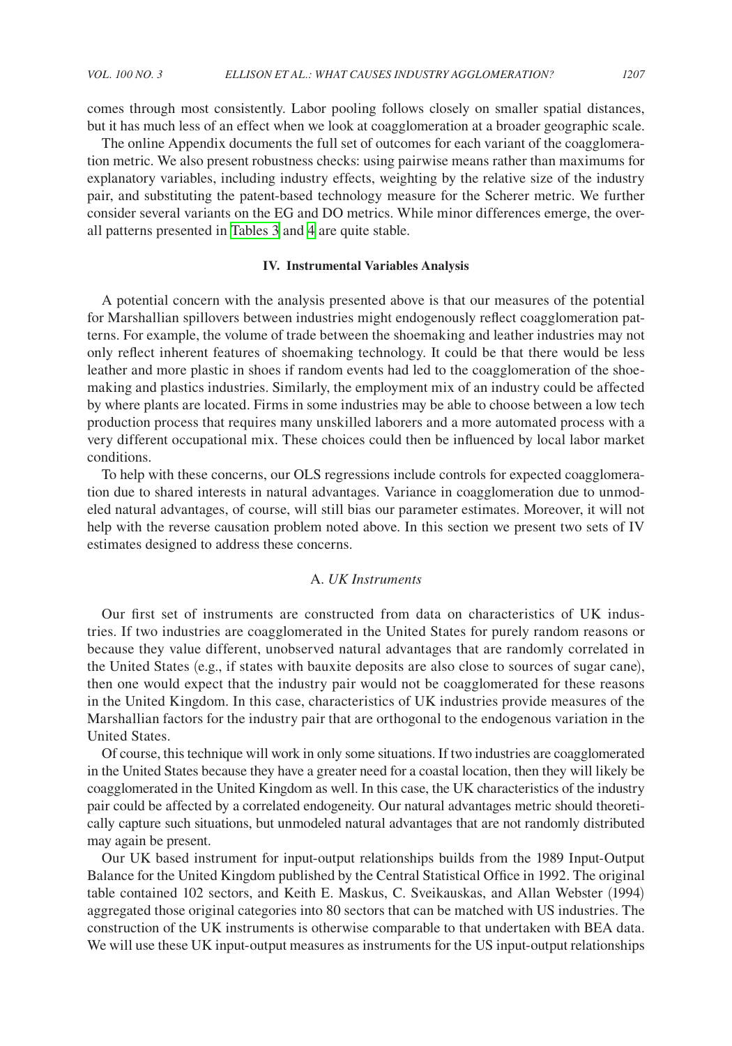comes through most consistently. Labor pooling follows closely on smaller spatial distances, but it has much less of an effect when we look at coagglomeration at a broader geographic scale.

The online Appendix documents the full set of outcomes for each variant of the coagglomeration metric. We also present robustness checks: using pairwise means rather than maximums for explanatory variables, including industry effects, weighting by the relative size of the industry pair, and substituting the patent-based technology measure for the Scherer metric. We further consider several variants on the EG and DO metrics. While minor differences emerge, the overall patterns presented in Tables 3 and 4 are quite stable.

## IV. Instrumental Variables Analysis

A potential concern with the analysis presented above is that our measures of the potential for Marshallian spillovers between industries might endogenously reflect coagglomeration patterns. For example, the volume of trade between the shoemaking and leather industries may not only reflect inherent features of shoemaking technology. It could be that there would be less leather and more plastic in shoes if random events had led to the coagglomeration of the shoemaking and plastics industries. Similarly, the employment mix of an industry could be affected by where plants are located. Firms in some industries may be able to choose between a low tech production process that requires many unskilled laborers and a more automated process with a very different occupational mix. These choices could then be influenced by local labor market conditions.

To help with these concerns, our OLS regressions include controls for expected coagglomeration due to shared interests in natural advantages. Variance in coagglomeration due to unmodeled natural advantages, of course, will still bias our parameter estimates. Moreover, it will not help with the reverse causation problem noted above. In this section we present two sets of IV estimates designed to address these concerns.

### A. *UK Instruments*

Our first set of instruments are constructed from data on characteristics of UK industries. If two industries are coagglomerated in the United States for purely random reasons or because they value different, unobserved natural advantages that are randomly correlated in the United States (e.g., if states with bauxite deposits are also close to sources of sugar cane), then one would expect that the industry pair would not be coagglomerated for these reasons in the United Kingdom. In this case, characteristics of UK industries provide measures of the Marshallian factors for the industry pair that are orthogonal to the endogenous variation in the United States.

Of course, this technique will work in only some situations. If two industries are coagglomerated in the United States because they have a greater need for a coastal location, then they will likely be coagglomerated in the United Kingdom as well. In this case, the UK characteristics of the industry pair could be affected by a correlated endogeneity. Our natural advantages metric should theoretically capture such situations, but unmodeled natural advantages that are not randomly distributed may again be present.

Our UK based instrument for input-output relationships builds from the 1989 Input-Output Balance for the United Kingdom published by the Central Statistical Office in 1992. The original table contained 102 sectors, and Keith E. Maskus, C. Sveikauskas, and Allan Webster (1994) aggregated those original categories into 80 sectors that can be matched with US industries. The construction of the UK instruments is otherwise comparable to that undertaken with BEA data. We will use these UK input-output measures as instruments for the US input-output relationships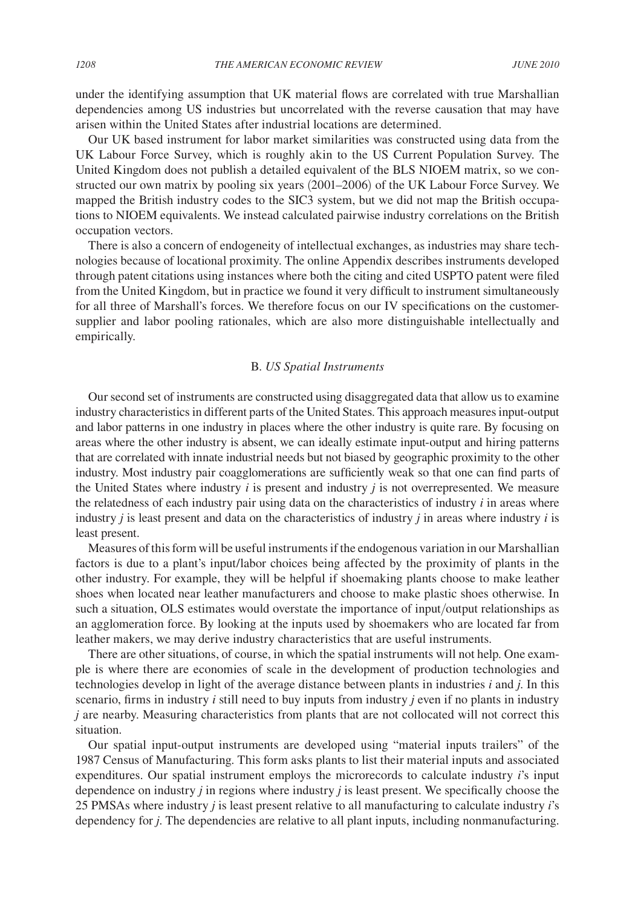under the identifying assumption that UK material flows are correlated with true Marshallian dependencies among US industries but uncorrelated with the reverse causation that may have arisen within the United States after industrial locations are determined.

Our UK based instrument for labor market similarities was constructed using data from the UK Labour Force Survey, which is roughly akin to the US Current Population Survey. The United Kingdom does not publish a detailed equivalent of the BLS NIOEM matrix, so we constructed our own matrix by pooling six years (2001–2006) of the UK Labour Force Survey. We mapped the British industry codes to the SIC3 system, but we did not map the British occupations to NIOEM equivalents. We instead calculated pairwise industry correlations on the British occupation vectors.

There is also a concern of endogeneity of intellectual exchanges, as industries may share technologies because of locational proximity. The online Appendix describes instruments developed through patent citations using instances where both the citing and cited USPTO patent were filed from the United Kingdom, but in practice we found it very difficult to instrument simultaneously for all three of Marshall's forces. We therefore focus on our IV specifications on the customer-supplier and labor pooling rationales, which are also more distinguishable intellectually and empirically.

### B. *US Spatial Instruments*

Our second set of instruments are constructed using disaggregated data that allow us to examine industry characteristics in different parts of the United States. This approach measures input-output and labor patterns in one industry in places where the other industry is quite rare. By focusing on areas where the other industry is absent, we can ideally estimate input-output and hiring patterns that are correlated with innate industrial needs but not biased by geographic proximity to the other industry. Most industry pair coagglomerations are sufficiently weak so that one can find parts of the United States where industry $i$ is present and industry $j$ is not overrepresented. We measure the relatedness of each industry pair using data on the characteristics of industry $i$ in areas where industry $j$ is least present and data on the characteristics of industry $j$ in areas where industry $i$ is least present.

Measures of this form will be useful instruments if the endogenous variation in our Marshallian factors is due to a plant's input/labor choices being affected by the proximity of plants in the other industry. For example, they will be helpful if shoemaking plants choose to make leather shoes when located near leather manufacturers and choose to make plastic shoes otherwise. In such a situation, OLS estimates would overstate the importance of input/output relationships as an agglomeration force. By looking at the inputs used by shoemakers who are located far from leather makers, we may derive industry characteristics that are useful instruments.

There are other situations, of course, in which the spatial instruments will not help. One example is where there are economies of scale in the development of production technologies and technologies develop in light of the average distance between plants in industries $i$ and $j$. In this scenario, firms in industry $i$ still need to buy inputs from industry $j$ even if no plants in industry $j$ are nearby. Measuring characteristics from plants that are not collocated will not correct this situation.

Our spatial input-output instruments are developed using "material inputs trailers" of the 1987 Census of Manufacturing. This form asks plants to list their material inputs and associated expenditures. Our spatial instrument employs the microrecords to calculate industry $i$'s input dependence on industry $j$ in regions where industry $j$ is least present. We specifically choose the 25 PMSAs where industry $j$ is least present relative to all manufacturing to calculate industry $i$'s dependency for $j$. The dependencies are relative to all plant inputs, including nonmanufacturing.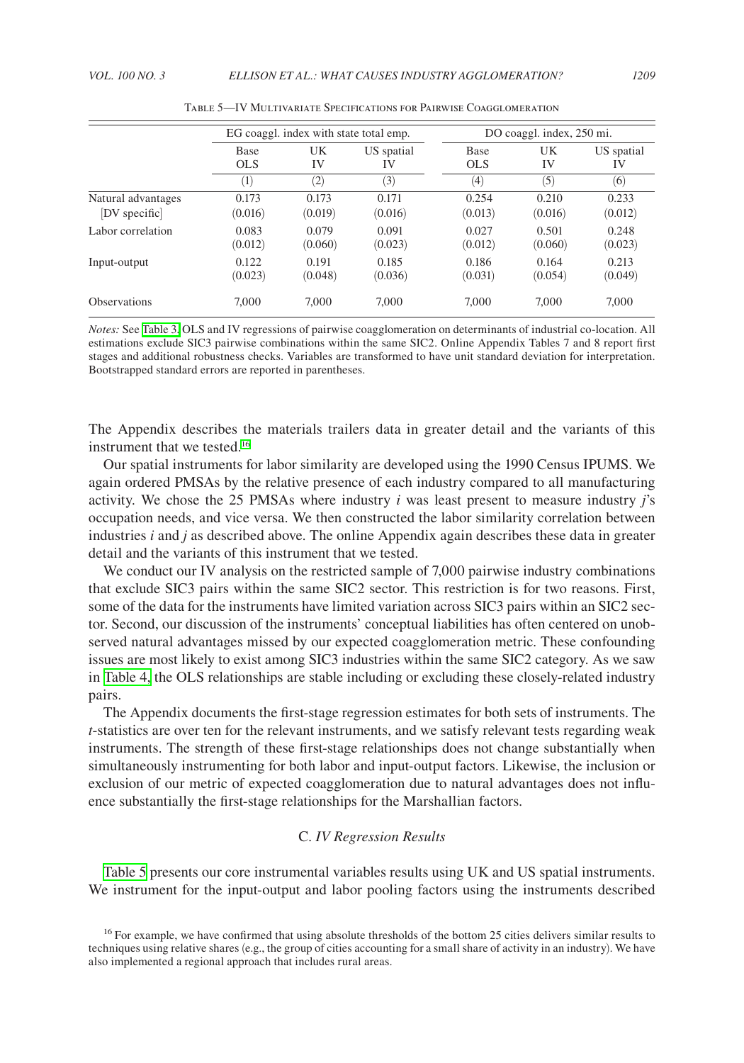Table 5—IV Multivariate Specifications for Pairwise Coagglomeration

| | EG coaggl. index with state total emp. | | | DO coaggl. index, 250 mi. | | |
|---|---|---|---|---|---|---|
| | Base OLS | UK IV | US spatial IV | Base OLS | UK IV | US spatial IV |
| | (1) | (2) | (3) | (4) | (5) | (6) |
| Natural advantages [DV specific] | 0.173 (0.016) | 0.173 (0.019) | 0.171 (0.016) | 0.254 (0.013) | 0.210 (0.016) | 0.233 (0.012) |
| Labor correlation | 0.083 (0.012) | 0.079 (0.060) | 0.091 (0.023) | 0.027 (0.012) | 0.501 (0.060) | 0.248 (0.023) |
| Input-output | 0.122 (0.023) | 0.191 (0.048) | 0.185 (0.036) | 0.186 (0.031) | 0.164 (0.054) | 0.213 (0.049) |
| Observations | 7,000 | 7,000 | 7,000 | 7,000 | 7,000 | 7,000 |

*Notes:* See Table 3. OLS and IV regressions of pairwise coagglomeration on determinants of industrial co-location. All estimations exclude SIC3 pairwise combinations within the same SIC2. Online Appendix Tables 7 and 8 report first stages and additional robustness checks. Variables are transformed to have unit standard deviation for interpretation. Bootstrapped standard errors are reported in parentheses.

The Appendix describes the materials trailers data in greater detail and the variants of this instrument that we tested.[16]

Our spatial instruments for labor similarity are developed using the 1990 Census IPUMS. We again ordered PMSAs by the relative presence of each industry compared to all manufacturing activity. We chose the 25 PMSAs where industry $i$ was least present to measure industry $j$'s occupation needs, and vice versa. We then constructed the labor similarity correlation between industries $i$ and $j$ as described above. The online Appendix again describes these data in greater detail and the variants of this instrument that we tested.

We conduct our IV analysis on the restricted sample of 7,000 pairwise industry combinations that exclude SIC3 pairs within the same SIC2 sector. This restriction is for two reasons. First, some of the data for the instruments have limited variation across SIC3 pairs within an SIC2 sector. Second, our discussion of the instruments' conceptual liabilities has often centered on unobserved natural advantages missed by our expected coagglomeration metric. These confounding issues are most likely to exist among SIC3 industries within the same SIC2 category. As we saw in Table 4, the OLS relationships are stable including or excluding these closely-related industry pairs.

The Appendix documents the first-stage regression estimates for both sets of instruments. The $t$-statistics are over ten for the relevant instruments, and we satisfy relevant tests regarding weak instruments. The strength of these first-stage relationships does not change substantially when simultaneously instrumenting for both labor and input-output factors. Likewise, the inclusion or exclusion of our metric of expected coagglomeration due to natural advantages does not influence substantially the first-stage relationships for the Marshallian factors.

### C. *IV Regression Results*

Table 5 presents our core instrumental variables results using UK and US spatial instruments. We instrument for the input-output and labor pooling factors using the instruments described

[16] For example, we have confirmed that using absolute thresholds of the bottom 25 cities delivers similar results to techniques using relative shares (e.g., the group of cities accounting for a small share of activity in an industry). We have also implemented a regional approach that includes rural areas.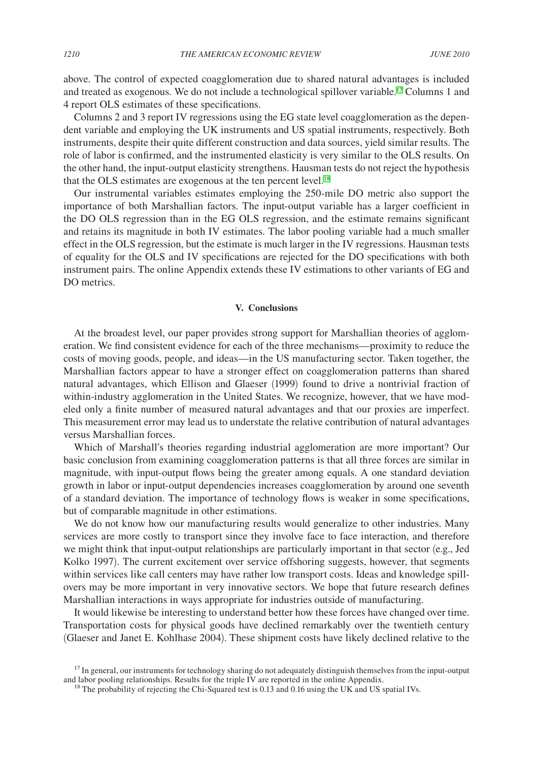above. The control of expected coagglomeration due to shared natural advantages is included and treated as exogenous. We do not include a technological spillover variable.[17] Columns 1 and 4 report OLS estimates of these specifications.

Columns 2 and 3 report IV regressions using the EG state level coagglomeration as the dependent variable and employing the UK instruments and US spatial instruments, respectively. Both instruments, despite their quite different construction and data sources, yield similar results. The role of labor is confirmed, and the instrumented elasticity is very similar to the OLS results. On the other hand, the input-output elasticity strengthens. Hausman tests do not reject the hypothesis that the OLS estimates are exogenous at the ten percent level.[18]

Our instrumental variables estimates employing the 250-mile DO metric also support the importance of both Marshallian factors. The input-output variable has a larger coefficient in the DO OLS regression than in the EG OLS regression, and the estimate remains significant and retains its magnitude in both IV estimates. The labor pooling variable had a much smaller effect in the OLS regression, but the estimate is much larger in the IV regressions. Hausman tests of equality for the OLS and IV specifications are rejected for the DO specifications with both instrument pairs. The online Appendix extends these IV estimations to other variants of EG and DO metrics.

## V. Conclusions

At the broadest level, our paper provides strong support for Marshallian theories of agglomeration. We find consistent evidence for each of the three mechanisms—proximity to reduce the costs of moving goods, people, and ideas—in the US manufacturing sector. Taken together, the Marshallian factors appear to have a stronger effect on coagglomeration patterns than shared natural advantages, which Ellison and Glaeser (1999) found to drive a nontrivial fraction of within-industry agglomeration in the United States. We recognize, however, that we have modeled only a finite number of measured natural advantages and that our proxies are imperfect. This measurement error may lead us to understate the relative contribution of natural advantages versus Marshallian forces.

Which of Marshall's theories regarding industrial agglomeration are more important? Our basic conclusion from examining coagglomeration patterns is that all three forces are similar in magnitude, with input-output flows being the greater among equals. A one standard deviation growth in labor or input-output dependencies increases coagglomeration by around one seventh of a standard deviation. The importance of technology flows is weaker in some specifications, but of comparable magnitude in other estimations.

We do not know how our manufacturing results would generalize to other industries. Many services are more costly to transport since they involve face to face interaction, and therefore we might think that input-output relationships are particularly important in that sector (e.g., Jed Kolko 1997). The current excitement over service offshoring suggests, however, that segments within services like call centers may have rather low transport costs. Ideas and knowledge spillovers may be more important in very innovative sectors. We hope that future research defines Marshallian interactions in ways appropriate for industries outside of manufacturing.

It would likewise be interesting to understand better how these forces have changed over time. Transportation costs for physical goods have declined remarkably over the twentieth century (Glaeser and Janet E. Kohlhase 2004). These shipment costs have likely declined relative to the

[17] In general, our instruments for technology sharing do not adequately distinguish themselves from the input-output and labor pooling relationships. Results for the triple IV are reported in the online Appendix.

[18] The probability of rejecting the Chi-Squared test is 0.13 and 0.16 using the UK and US spatial IVs.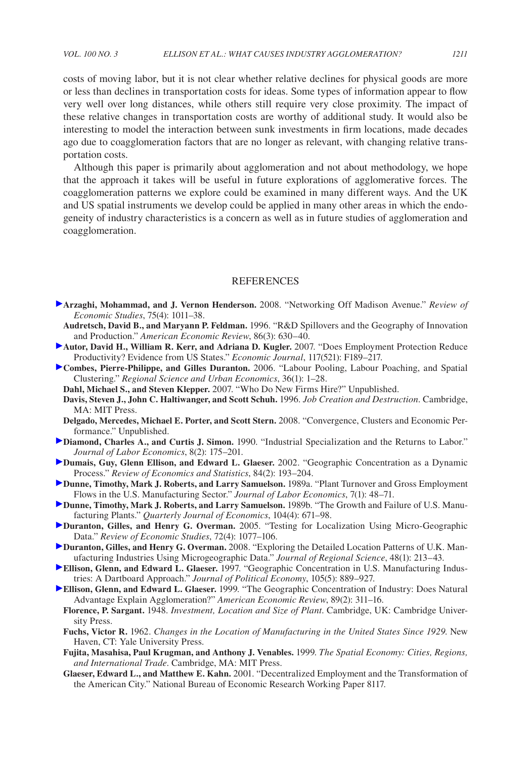costs of moving labor, but it is not clear whether relative declines for physical goods are more or less than declines in transportation costs for ideas. Some types of information appear to flow very well over long distances, while others still require very close proximity. The impact of these relative changes in transportation costs are worthy of additional study. It would also be interesting to model the interaction between sunk investments in firm locations, made decades ago due to coagglomeration factors that are no longer as relevant, with changing relative transportation costs.

Although this paper is primarily about agglomeration and not about methodology, we hope that the approach it takes will be useful in future explorations of agglomerative forces. The coagglomeration patterns we explore could be examined in many different ways. And the UK and US spatial instruments we develop could be applied in many other areas in which the endogeneity of industry characteristics is a concern as well as in future studies of agglomeration and coagglomeration.

## REFERENCES

**Arzaghi, Mohammad, and J. Vernon Henderson.** 2008. "Networking Off Madison Avenue." *Review of Economic Studies*, 75(4): 1011–38.

**Audretsch, David B., and Maryann P. Feldman.** 1996. "R&D Spillovers and the Geography of Innovation and Production." *American Economic Review*, 86(3): 630–40.

**Autor, David H., William R. Kerr, and Adriana D. Kugler.** 2007. "Does Employment Protection Reduce Productivity? Evidence from US States." *Economic Journal*, 117(521): F189–217.

**Combes, Pierre-Philippe, and Gilles Duranton.** 2006. "Labour Pooling, Labour Poaching, and Spatial Clustering." *Regional Science and Urban Economics*, 36(1): 1–28.

**Dahl, Michael S., and Steven Klepper.** 2007. "Who Do New Firms Hire?" Unpublished.

**Davis, Steven J., John C. Haltiwanger, and Scott Schuh.** 1996. *Job Creation and Destruction*. Cambridge, MA: MIT Press.

**Delgado, Mercedes, Michael E. Porter, and Scott Stern.** 2008. "Convergence, Clusters and Economic Performance." Unpublished.

**Diamond, Charles A., and Curtis J. Simon.** 1990. "Industrial Specialization and the Returns to Labor." *Journal of Labor Economics*, 8(2): 175–201.

**Dumais, Guy, Glenn Ellison, and Edward L. Glaeser.** 2002. "Geographic Concentration as a Dynamic Process." *Review of Economics and Statistics*, 84(2): 193–204.

**Dunne, Timothy, Mark J. Roberts, and Larry Samuelson.** 1989a. "Plant Turnover and Gross Employment Flows in the U.S. Manufacturing Sector." *Journal of Labor Economics*, 7(1): 48–71.

**Dunne, Timothy, Mark J. Roberts, and Larry Samuelson.** 1989b. "The Growth and Failure of U.S. Manufacturing Plants." *Quarterly Journal of Economics*, 104(4): 671–98.

**Duranton, Gilles, and Henry G. Overman.** 2005. "Testing for Localization Using Micro-Geographic Data." *Review of Economic Studies*, 72(4): 1077–106.

**Duranton, Gilles, and Henry G. Overman.** 2008. "Exploring the Detailed Location Patterns of U.K. Manufacturing Industries Using Microgeographic Data." *Journal of Regional Science*, 48(1): 213–43.

**Ellison, Glenn, and Edward L. Glaeser.** 1997. "Geographic Concentration in U.S. Manufacturing Industries: A Dartboard Approach." *Journal of Political Economy*, 105(5): 889–927.

**Ellison, Glenn, and Edward L. Glaeser.** 1999. "The Geographic Concentration of Industry: Does Natural Advantage Explain Agglomeration?" *American Economic Review*, 89(2): 311–16.

**Florence, P. Sargant.** 1948. *Investment, Location and Size of Plant*. Cambridge, UK: Cambridge University Press.

**Fuchs, Victor R.** 1962. *Changes in the Location of Manufacturing in the United States Since 1929*. New Haven, CT: Yale University Press.

**Fujita, Masahisa, Paul Krugman, and Anthony J. Venables.** 1999. *The Spatial Economy: Cities, Regions, and International Trade*. Cambridge, MA: MIT Press.

**Glaeser, Edward L., and Matthew E. Kahn.** 2001. "Decentralized Employment and the Transformation of the American City." National Bureau of Economic Research Working Paper 8117.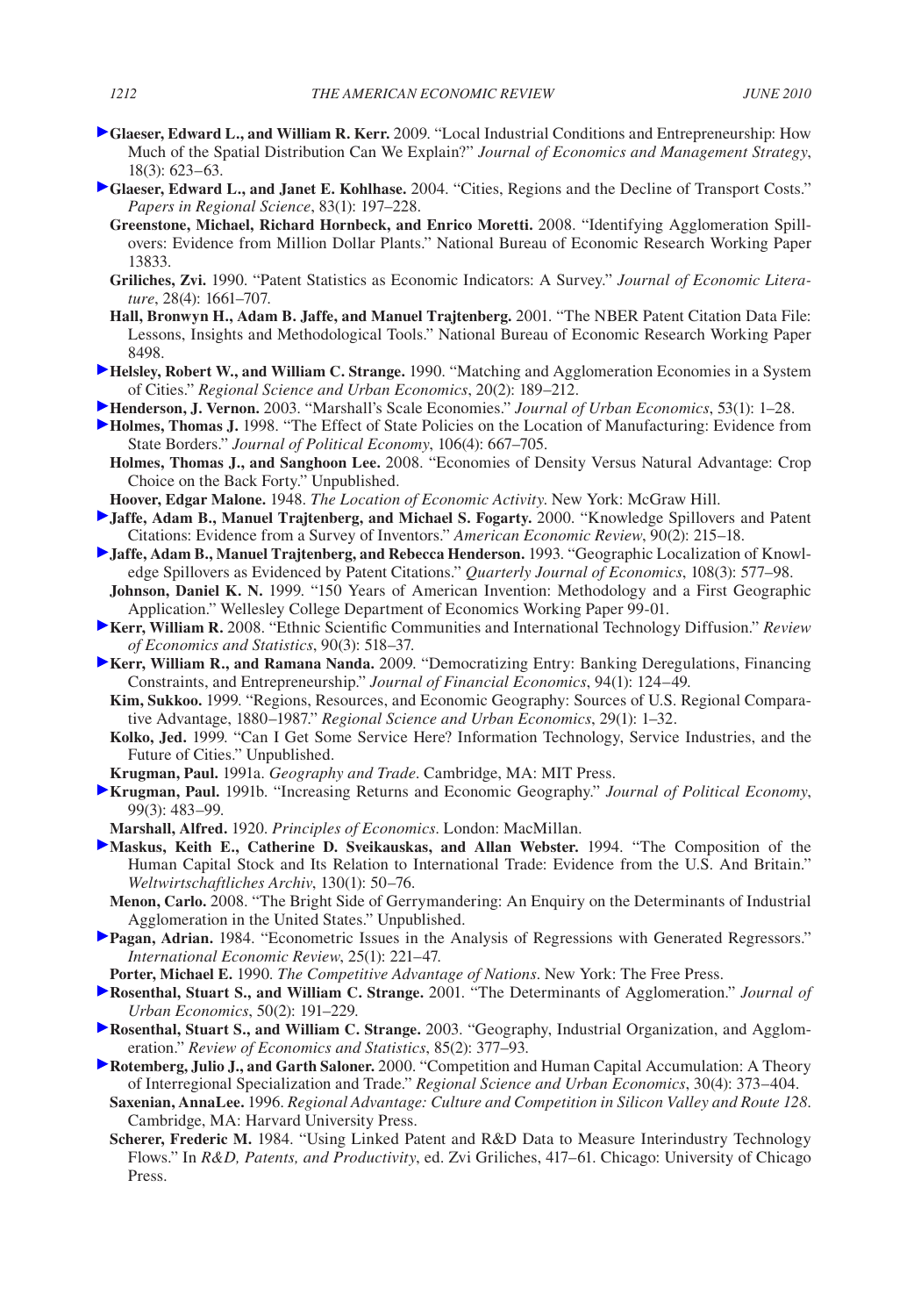**Glaeser, Edward L., and William R. Kerr.** 2009. "Local Industrial Conditions and Entrepreneurship: How Much of the Spatial Distribution Can We Explain?" *Journal of Economics and Management Strategy*, 18(3): 623–63.

**Glaeser, Edward L., and Janet E. Kohlhase.** 2004. "Cities, Regions and the Decline of Transport Costs." *Papers in Regional Science*, 83(1): 197–228.

**Greenstone, Michael, Richard Hornbeck, and Enrico Moretti.** 2008. "Identifying Agglomeration Spillovers: Evidence from Million Dollar Plants." National Bureau of Economic Research Working Paper 13833.

**Griliches, Zvi.** 1990. "Patent Statistics as Economic Indicators: A Survey." *Journal of Economic Literature*, 28(4): 1661–707.

**Hall, Bronwyn H., Adam B. Jaffe, and Manuel Trajtenberg.** 2001. "The NBER Patent Citation Data File: Lessons, Insights and Methodological Tools." National Bureau of Economic Research Working Paper 8498.

**Helsley, Robert W., and William C. Strange.** 1990. "Matching and Agglomeration Economies in a System of Cities." *Regional Science and Urban Economics*, 20(2): 189–212.

**Henderson, J. Vernon.** 2003. "Marshall's Scale Economies." *Journal of Urban Economics*, 53(1): 1–28.

**Holmes, Thomas J.** 1998. "The Effect of State Policies on the Location of Manufacturing: Evidence from State Borders." *Journal of Political Economy*, 106(4): 667–705.

**Holmes, Thomas J., and Sanghoon Lee.** 2008. "Economies of Density Versus Natural Advantage: Crop Choice on the Back Forty." Unpublished.

**Hoover, Edgar Malone.** 1948. *The Location of Economic Activity*. New York: McGraw Hill.

**Jaffe, Adam B., Manuel Trajtenberg, and Michael S. Fogarty.** 2000. "Knowledge Spillovers and Patent Citations: Evidence from a Survey of Inventors." *American Economic Review*, 90(2): 215–18.

**Jaffe, Adam B., Manuel Trajtenberg, and Rebecca Henderson.** 1993. "Geographic Localization of Knowledge Spillovers as Evidenced by Patent Citations." *Quarterly Journal of Economics*, 108(3): 577–98.

**Johnson, Daniel K. N.** 1999. "150 Years of American Invention: Methodology and a First Geographic Application." Wellesley College Department of Economics Working Paper 99-01.

**Kerr, William R.** 2008. "Ethnic Scientific Communities and International Technology Diffusion." *Review of Economics and Statistics*, 90(3): 518–37.

**Kerr, William R., and Ramana Nanda.** 2009. "Democratizing Entry: Banking Deregulations, Financing Constraints, and Entrepreneurship." *Journal of Financial Economics*, 94(1): 124–49.

**Kim, Sukkoo.** 1999. "Regions, Resources, and Economic Geography: Sources of U.S. Regional Comparative Advantage, 1880–1987." *Regional Science and Urban Economics*, 29(1): 1–32.

**Kolko, Jed.** 1999. "Can I Get Some Service Here? Information Technology, Service Industries, and the Future of Cities." Unpublished.

**Krugman, Paul.** 1991a. *Geography and Trade*. Cambridge, MA: MIT Press.

**Krugman, Paul.** 1991b. "Increasing Returns and Economic Geography." *Journal of Political Economy*, 99(3): 483–99.

**Marshall, Alfred.** 1920. *Principles of Economics*. London: MacMillan.

**Maskus, Keith E., Catherine D. Sveikauskas, and Allan Webster.** 1994. "The Composition of the Human Capital Stock and Its Relation to International Trade: Evidence from the U.S. And Britain." *Weltwirtschaftliches Archiv*, 130(1): 50–76.

**Menon, Carlo.** 2008. "The Bright Side of Gerrymandering: An Enquiry on the Determinants of Industrial Agglomeration in the United States." Unpublished.

**Pagan, Adrian.** 1984. "Econometric Issues in the Analysis of Regressions with Generated Regressors." *International Economic Review*, 25(1): 221–47.

**Porter, Michael E.** 1990. *The Competitive Advantage of Nations*. New York: The Free Press.

**Rosenthal, Stuart S., and William C. Strange.** 2001. "The Determinants of Agglomeration." *Journal of Urban Economics*, 50(2): 191–229.

**Rosenthal, Stuart S., and William C. Strange.** 2003. "Geography, Industrial Organization, and Agglomeration." *Review of Economics and Statistics*, 85(2): 377–93.

**Rotemberg, Julio J., and Garth Saloner.** 2000. "Competition and Human Capital Accumulation: A Theory of Interregional Specialization and Trade." *Regional Science and Urban Economics*, 30(4): 373–404.

**Saxenian, AnnaLee.** 1996. *Regional Advantage: Culture and Competition in Silicon Valley and Route 128*. Cambridge, MA: Harvard University Press.

**Scherer, Frederic M.** 1984. "Using Linked Patent and R&D Data to Measure Interindustry Technology Flows." In *R&D, Patents, and Productivity*, ed. Zvi Griliches, 417–61. Chicago: University of Chicago Press.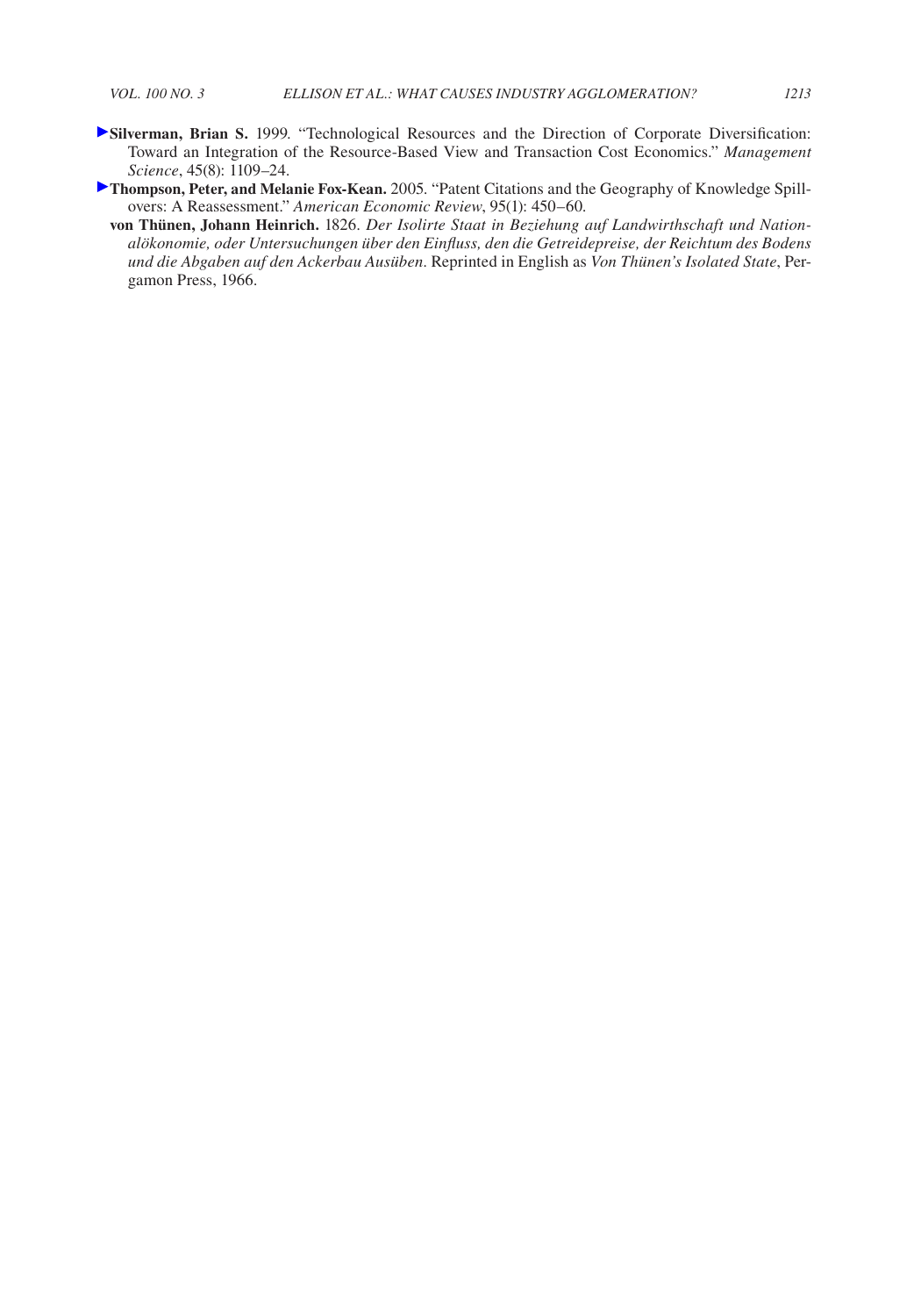**Silverman, Brian S.** 1999. "Technological Resources and the Direction of Corporate Diversification: Toward an Integration of the Resource-Based View and Transaction Cost Economics." *Management Science*, 45(8): 1109–24.

**Thompson, Peter, and Melanie Fox-Kean.** 2005. "Patent Citations and the Geography of Knowledge Spillovers: A Reassessment." *American Economic Review*, 95(1): 450–60.

**von Thünen, Johann Heinrich.** 1826. *Der Isolirte Staat in Beziehung auf Landwirthschaft und Nationalökonomie, oder Untersuchungen über den Einfluss, den die Getreidepreise, der Reichtum des Bodens und die Abgaben auf den Ackerbau Ausüben*. Reprinted in English as *Von Thünen's Isolated State*, Pergamon Press, 1966.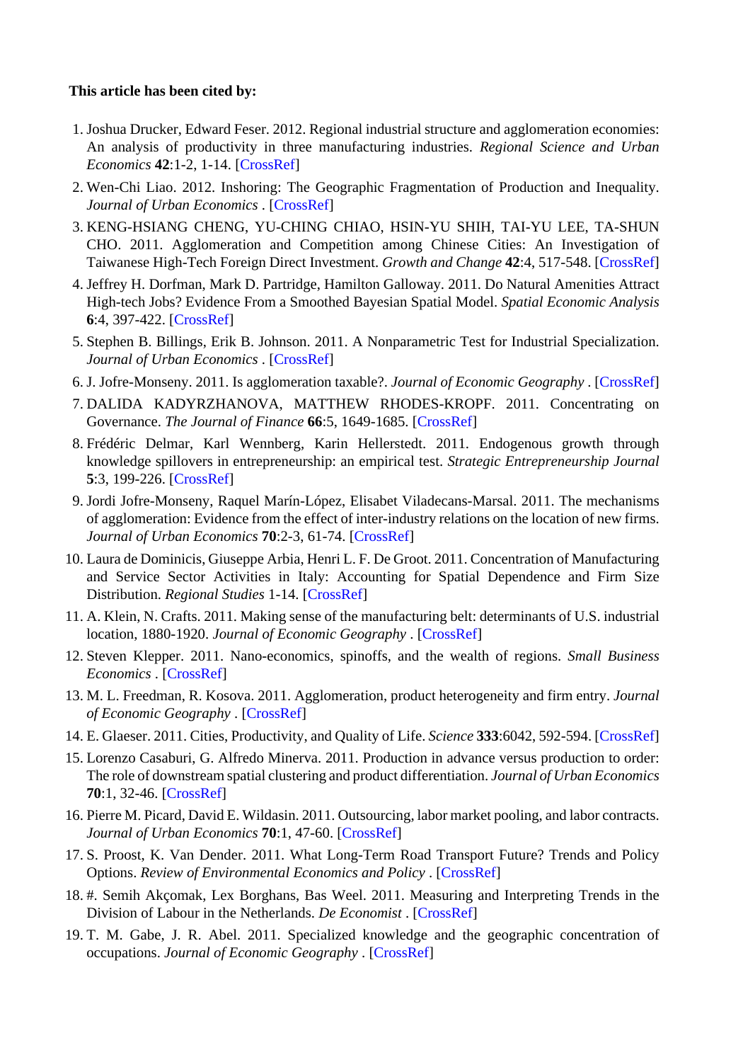**This article has been cited by:**

1. Joshua Drucker, Edward Feser. 2012. Regional industrial structure and agglomeration economies: An analysis of productivity in three manufacturing industries. *Regional Science and Urban Economics* **42**:1-2, 1-14. [CrossRef]
2. Wen-Chi Liao. 2012. Inshoring: The Geographic Fragmentation of Production and Inequality. *Journal of Urban Economics* . [CrossRef]
3. KENG-HSIANG CHENG, YU-CHING CHIAO, HSIN-YU SHIH, TAI-YU LEE, TA-SHUN CHO. 2011. Agglomeration and Competition among Chinese Cities: An Investigation of Taiwanese High-Tech Foreign Direct Investment. *Growth and Change* **42**:4, 517-548. [CrossRef]
4. Jeffrey H. Dorfman, Mark D. Partridge, Hamilton Galloway. 2011. Do Natural Amenities Attract High-tech Jobs? Evidence From a Smoothed Bayesian Spatial Model. *Spatial Economic Analysis* **6**:4, 397-422. [CrossRef]
5. Stephen B. Billings, Erik B. Johnson. 2011. A Nonparametric Test for Industrial Specialization. *Journal of Urban Economics* . [CrossRef]
6. J. Jofre-Monseny. 2011. Is agglomeration taxable?. *Journal of Economic Geography* . [CrossRef]
7. DALIDA KADYRZHANOVA, MATTHEW RHODES-KROPF. 2011. Concentrating on Governance. *The Journal of Finance* **66**:5, 1649-1685. [CrossRef]
8. Frédéric Delmar, Karl Wennberg, Karin Hellerstedt. 2011. Endogenous growth through knowledge spillovers in entrepreneurship: an empirical test. *Strategic Entrepreneurship Journal* **5**:3, 199-226. [CrossRef]
9. Jordi Jofre-Monseny, Raquel Marín-López, Elisabet Viladecans-Marsal. 2011. The mechanisms of agglomeration: Evidence from the effect of inter-industry relations on the location of new firms. *Journal of Urban Economics* **70**:2-3, 61-74. [CrossRef]
10. Laura de Dominicis, Giuseppe Arbia, Henri L. F. De Groot. 2011. Concentration of Manufacturing and Service Sector Activities in Italy: Accounting for Spatial Dependence and Firm Size Distribution. *Regional Studies* 1-14. [CrossRef]
11. A. Klein, N. Crafts. 2011. Making sense of the manufacturing belt: determinants of U.S. industrial location, 1880-1920. *Journal of Economic Geography* . [CrossRef]
12. Steven Klepper. 2011. Nano-economics, spinoffs, and the wealth of regions. *Small Business Economics* . [CrossRef]
13. M. L. Freedman, R. Kosova. 2011. Agglomeration, product heterogeneity and firm entry. *Journal of Economic Geography* . [CrossRef]
14. E. Glaeser. 2011. Cities, Productivity, and Quality of Life. *Science* **333**:6042, 592-594. [CrossRef]
15. Lorenzo Casaburi, G. Alfredo Minerva. 2011. Production in advance versus production to order: The role of downstream spatial clustering and product differentiation. *Journal of Urban Economics* **70**:1, 32-46. [CrossRef]
16. Pierre M. Picard, David E. Wildasin. 2011. Outsourcing, labor market pooling, and labor contracts. *Journal of Urban Economics* **70**:1, 47-60. [CrossRef]
17. S. Proost, K. Van Dender. 2011. What Long-Term Road Transport Future? Trends and Policy Options. *Review of Environmental Economics and Policy* . [CrossRef]
18. #. Semih Akçomak, Lex Borghans, Bas Weel. 2011. Measuring and Interpreting Trends in the Division of Labour in the Netherlands. *De Economist* . [CrossRef]
19. T. M. Gabe, J. R. Abel. 2011. Specialized knowledge and the geographic concentration of occupations. *Journal of Economic Geography* . [CrossRef]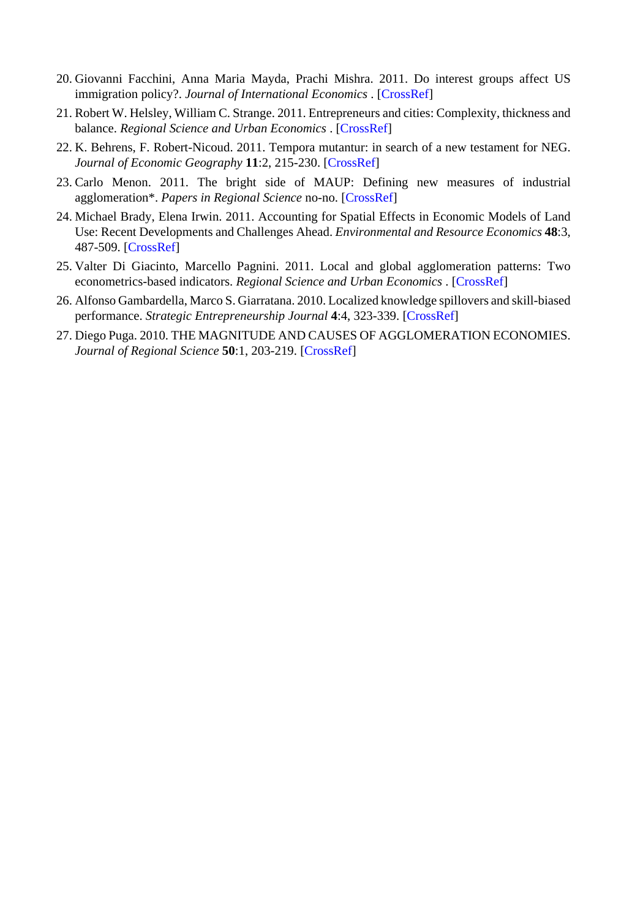20. Giovanni Facchini, Anna Maria Mayda, Prachi Mishra. 2011. Do interest groups affect US immigration policy?. *Journal of International Economics* . [CrossRef]
21. Robert W. Helsley, William C. Strange. 2011. Entrepreneurs and cities: Complexity, thickness and balance. *Regional Science and Urban Economics* . [CrossRef]
22. K. Behrens, F. Robert-Nicoud. 2011. Tempora mutantur: in search of a new testament for NEG. *Journal of Economic Geography* **11**:2, 215-230. [CrossRef]
23. Carlo Menon. 2011. The bright side of MAUP: Defining new measures of industrial agglomeration*. *Papers in Regional Science* no-no. [CrossRef]
24. Michael Brady, Elena Irwin. 2011. Accounting for Spatial Effects in Economic Models of Land Use: Recent Developments and Challenges Ahead. *Environmental and Resource Economics* **48**:3, 487-509. [CrossRef]
25. Valter Di Giacinto, Marcello Pagnini. 2011. Local and global agglomeration patterns: Two econometrics-based indicators. *Regional Science and Urban Economics* . [CrossRef]
26. Alfonso Gambardella, Marco S. Giarratana. 2010. Localized knowledge spillovers and skill-biased performance. *Strategic Entrepreneurship Journal* **4**:4, 323-339. [CrossRef]
27. Diego Puga. 2010. THE MAGNITUDE AND CAUSES OF AGGLOMERATION ECONOMIES. *Journal of Regional Science* **50**:1, 203-219. [CrossRef]